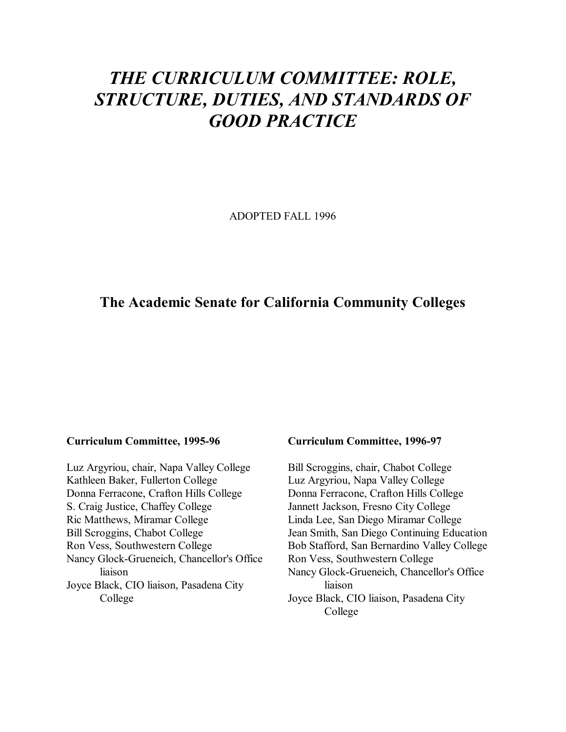# *THE CURRICULUM COMMITTEE: ROLE, STRUCTURE, DUTIES, AND STANDARDS OF GOOD PRACTICE*

ADOPTED FALL 1996

## The Academic Senate for California Community Colleges

**Curriculum Committee, 1995-96**

Luz Argyriou, chair, Napa Valley College
Kathleen Baker, Fullerton College
Donna Ferracone, Crafton Hills College
S. Craig Justice, Chaffey College
Ric Matthews, Miramar College
Bill Scroggins, Chabot College
Ron Vess, Southwestern College
Nancy Glock-Grueneich, Chancellor's Office liaison
Joyce Black, CIO liaison, Pasadena City College

**Curriculum Committee, 1996-97**

Bill Scroggins, chair, Chabot College
Luz Argyriou, Napa Valley College
Donna Ferracone, Crafton Hills College
Jannett Jackson, Fresno City College
Linda Lee, San Diego Miramar College
Jean Smith, San Diego Continuing Education
Bob Stafford, San Bernardino Valley College
Ron Vess, Southwestern College
Nancy Glock-Grueneich, Chancellor's Office liaison
Joyce Black, CIO liaison, Pasadena City College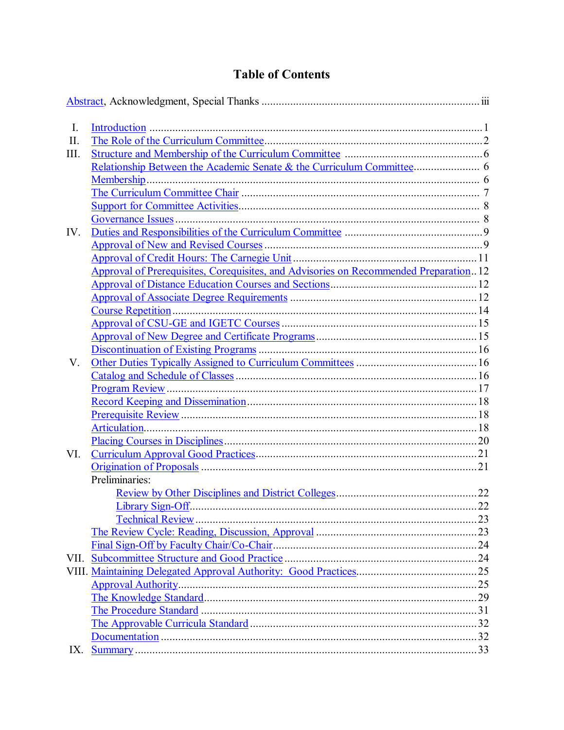# Table of Contents

Abstract, Acknowledgment, Special Thanks ........................................................................... iii

I. Introduction ................................................................................................................ 1

II. The Role of the Curriculum Committee ....................................................................... 2

III. Structure and Membership of the Curriculum Committee ............................................ 6

- Relationship Between the Academic Senate & the Curriculum Committee ...................... 6
- Membership ................................................................................................................ 6
- The Curriculum Committee Chair ................................................................................. 7
- Support for Committee Activities ................................................................................... 8
- Governance Issues ........................................................................................................ 8

IV. Duties and Responsibilities of the Curriculum Committee ............................................. 9

- Approval of New and Revised Courses .......................................................................... 9
- Approval of Credit Hours: The Carnegie Unit ............................................................... 11
- Approval of Prerequisites, Corequisites, and Advisories on Recommended Preparation .. 12
- Approval of Distance Education Courses and Sections .................................................. 12
- Approval of Associate Degree Requirements ................................................................ 12
- Course Repetition ........................................................................................................ 14
- Approval of CSU-GE and IGETC Courses .................................................................... 15
- Approval of New Degree and Certificate Programs ....................................................... 15
- Discontinuation of Existing Programs ........................................................................... 16

V. Other Duties Typically Assigned to Curriculum Committees .......................................... 16

- Catalog and Schedule of Classes ................................................................................... 16
- Program Review ........................................................................................................... 17
- Record Keeping and Dissemination ............................................................................... 18
- Prerequisite Review ..................................................................................................... 18
- Articulation .................................................................................................................. 18
- Placing Courses in Disciplines ....................................................................................... 20

VI. Curriculum Approval Good Practices .......................................................................... 21

- Origination of Proposals .............................................................................................. 21
- Preliminaries:
  - Review by Other Disciplines and District Colleges .................................................... 22
  - Library Sign-Off ...................................................................................................... 22
  - Technical Review ..................................................................................................... 23
- The Review Cycle: Reading, Discussion, Approval ....................................................... 23
- Final Sign-Off by Faculty Chair/Co-Chair ..................................................................... 24

VII. Subcommittee Structure and Good Practice ................................................................ 24

VIII. Maintaining Delegated Approval Authority: Good Practices ........................................ 25

- Approval Authority ...................................................................................................... 25
- The Knowledge Standard .............................................................................................. 29
- The Procedure Standard ............................................................................................... 31
- The Approvable Curricula Standard .............................................................................. 32
- Documentation ............................................................................................................. 32

IX. Summary .................................................................................................................... 33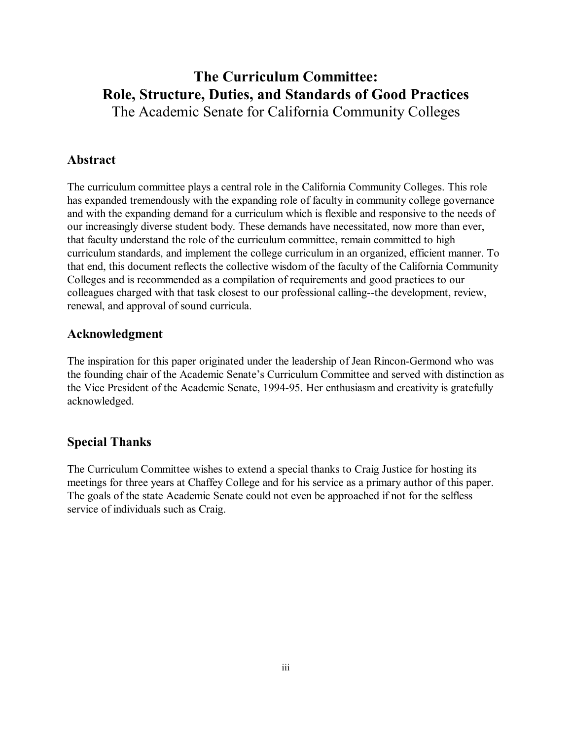# The Curriculum Committee:
# Role, Structure, Duties, and Standards of Good Practices

The Academic Senate for California Community Colleges

## Abstract

The curriculum committee plays a central role in the California Community Colleges. This role has expanded tremendously with the expanding role of faculty in community college governance and with the expanding demand for a curriculum which is flexible and responsive to the needs of our increasingly diverse student body. These demands have necessitated, now more than ever, that faculty understand the role of the curriculum committee, remain committed to high curriculum standards, and implement the college curriculum in an organized, efficient manner. To that end, this document reflects the collective wisdom of the faculty of the California Community Colleges and is recommended as a compilation of requirements and good practices to our colleagues charged with that task closest to our professional calling--the development, review, renewal, and approval of sound curricula.

## Acknowledgment

The inspiration for this paper originated under the leadership of Jean Rincon-Germond who was the founding chair of the Academic Senate's Curriculum Committee and served with distinction as the Vice President of the Academic Senate, 1994-95. Her enthusiasm and creativity is gratefully acknowledged.

## Special Thanks

The Curriculum Committee wishes to extend a special thanks to Craig Justice for hosting its meetings for three years at Chaffey College and for his service as a primary author of this paper. The goals of the state Academic Senate could not even be approached if not for the selfless service of individuals such as Craig.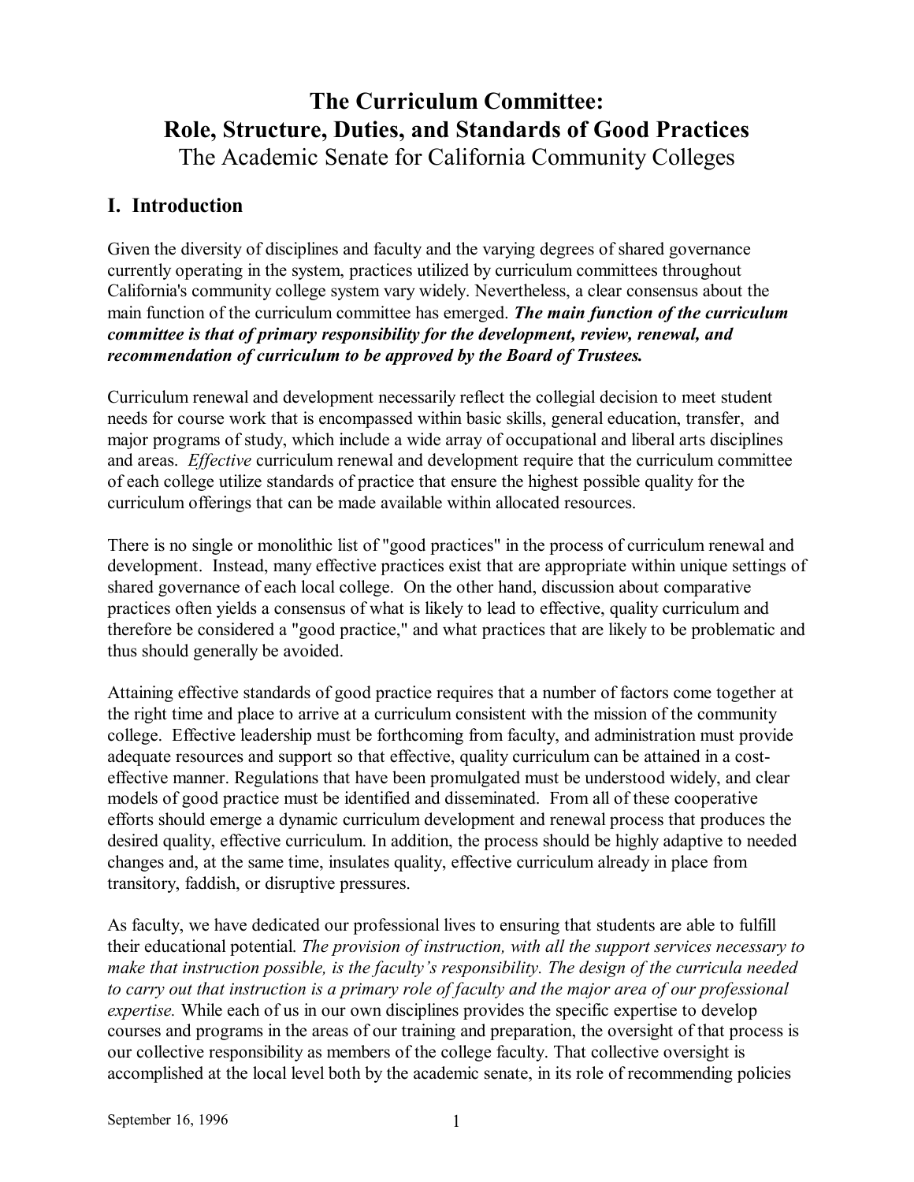# The Curriculum Committee: Role, Structure, Duties, and Standards of Good Practices

The Academic Senate for California Community Colleges

## I. Introduction

Given the diversity of disciplines and faculty and the varying degrees of shared governance currently operating in the system, practices utilized by curriculum committees throughout California's community college system vary widely. Nevertheless, a clear consensus about the main function of the curriculum committee has emerged. ***The main function of the curriculum committee is that of primary responsibility for the development, review, renewal, and recommendation of curriculum to be approved by the Board of Trustees.***

Curriculum renewal and development necessarily reflect the collegial decision to meet student needs for course work that is encompassed within basic skills, general education, transfer, and major programs of study, which include a wide array of occupational and liberal arts disciplines and areas. *Effective* curriculum renewal and development require that the curriculum committee of each college utilize standards of practice that ensure the highest possible quality for the curriculum offerings that can be made available within allocated resources.

There is no single or monolithic list of "good practices" in the process of curriculum renewal and development. Instead, many effective practices exist that are appropriate within unique settings of shared governance of each local college. On the other hand, discussion about comparative practices often yields a consensus of what is likely to lead to effective, quality curriculum and therefore be considered a "good practice," and what practices that are likely to be problematic and thus should generally be avoided.

Attaining effective standards of good practice requires that a number of factors come together at the right time and place to arrive at a curriculum consistent with the mission of the community college. Effective leadership must be forthcoming from faculty, and administration must provide adequate resources and support so that effective, quality curriculum can be attained in a cost-effective manner. Regulations that have been promulgated must be understood widely, and clear models of good practice must be identified and disseminated. From all of these cooperative efforts should emerge a dynamic curriculum development and renewal process that produces the desired quality, effective curriculum. In addition, the process should be highly adaptive to needed changes and, at the same time, insulates quality, effective curriculum already in place from transitory, faddish, or disruptive pressures.

As faculty, we have dedicated our professional lives to ensuring that students are able to fulfill their educational potential. *The provision of instruction, with all the support services necessary to make that instruction possible, is the faculty's responsibility. The design of the curricula needed to carry out that instruction is a primary role of faculty and the major area of our professional expertise.* While each of us in our own disciplines provides the specific expertise to develop courses and programs in the areas of our training and preparation, the oversight of that process is our collective responsibility as members of the college faculty. That collective oversight is accomplished at the local level both by the academic senate, in its role of recommending policies

September 16, 1996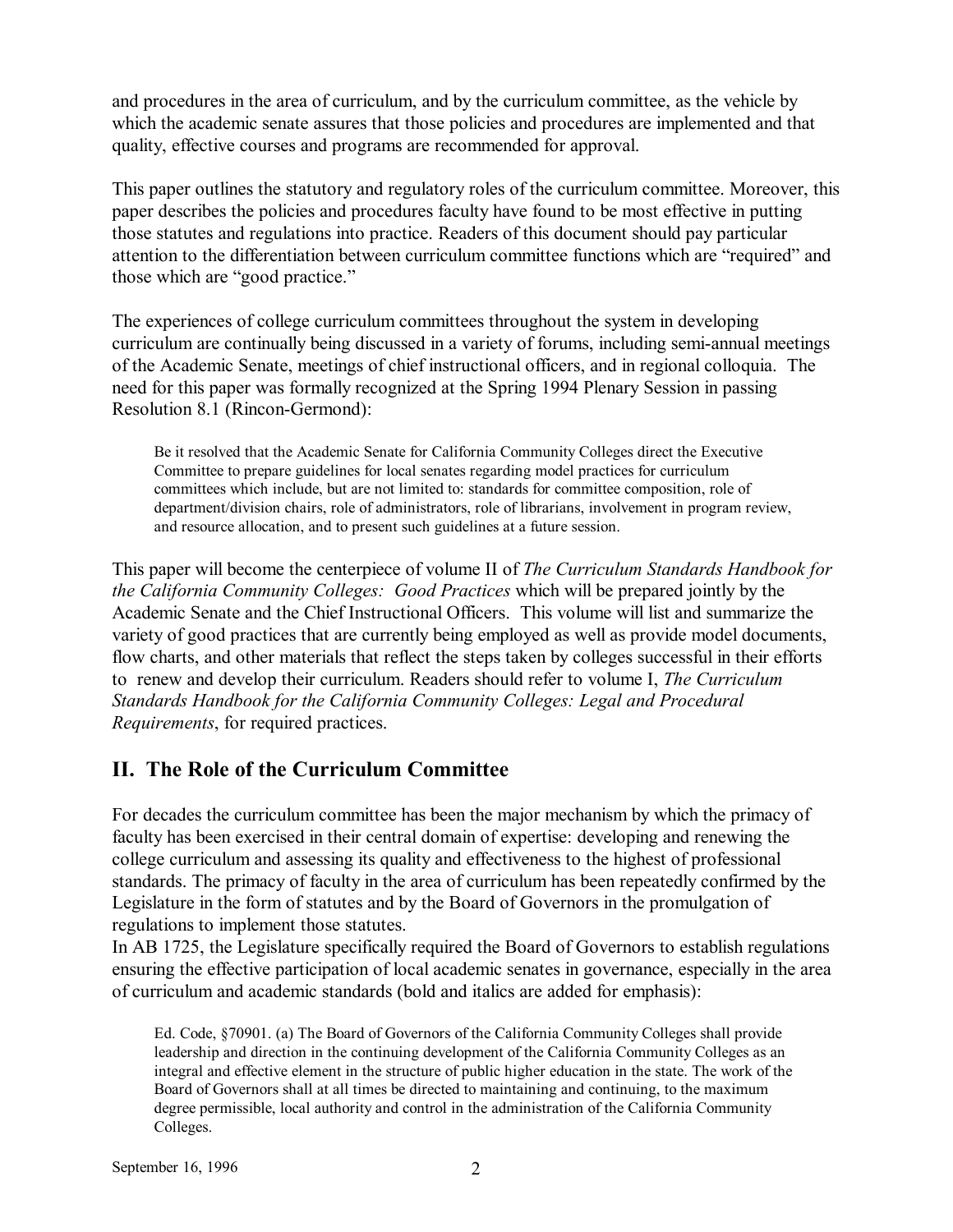and procedures in the area of curriculum, and by the curriculum committee, as the vehicle by which the academic senate assures that those policies and procedures are implemented and that quality, effective courses and programs are recommended for approval.

This paper outlines the statutory and regulatory roles of the curriculum committee. Moreover, this paper describes the policies and procedures faculty have found to be most effective in putting those statutes and regulations into practice. Readers of this document should pay particular attention to the differentiation between curriculum committee functions which are "required" and those which are "good practice."

The experiences of college curriculum committees throughout the system in developing curriculum are continually being discussed in a variety of forums, including semi-annual meetings of the Academic Senate, meetings of chief instructional officers, and in regional colloquia. The need for this paper was formally recognized at the Spring 1994 Plenary Session in passing Resolution 8.1 (Rincon-Germond):

> Be it resolved that the Academic Senate for California Community Colleges direct the Executive Committee to prepare guidelines for local senates regarding model practices for curriculum committees which include, but are not limited to: standards for committee composition, role of department/division chairs, role of administrators, role of librarians, involvement in program review, and resource allocation, and to present such guidelines at a future session.

This paper will become the centerpiece of volume II of *The Curriculum Standards Handbook for the California Community Colleges: Good Practices* which will be prepared jointly by the Academic Senate and the Chief Instructional Officers. This volume will list and summarize the variety of good practices that are currently being employed as well as provide model documents, flow charts, and other materials that reflect the steps taken by colleges successful in their efforts to renew and develop their curriculum. Readers should refer to volume I, *The Curriculum Standards Handbook for the California Community Colleges: Legal and Procedural Requirements*, for required practices.

## II. The Role of the Curriculum Committee

For decades the curriculum committee has been the major mechanism by which the primacy of faculty has been exercised in their central domain of expertise: developing and renewing the college curriculum and assessing its quality and effectiveness to the highest of professional standards. The primacy of faculty in the area of curriculum has been repeatedly confirmed by the Legislature in the form of statutes and by the Board of Governors in the promulgation of regulations to implement those statutes.

In AB 1725, the Legislature specifically required the Board of Governors to establish regulations ensuring the effective participation of local academic senates in governance, especially in the area of curriculum and academic standards (bold and italics are added for emphasis):

> Ed. Code, §70901. (a) The Board of Governors of the California Community Colleges shall provide leadership and direction in the continuing development of the California Community Colleges as an integral and effective element in the structure of public higher education in the state. The work of the Board of Governors shall at all times be directed to maintaining and continuing, to the maximum degree permissible, local authority and control in the administration of the California Community Colleges.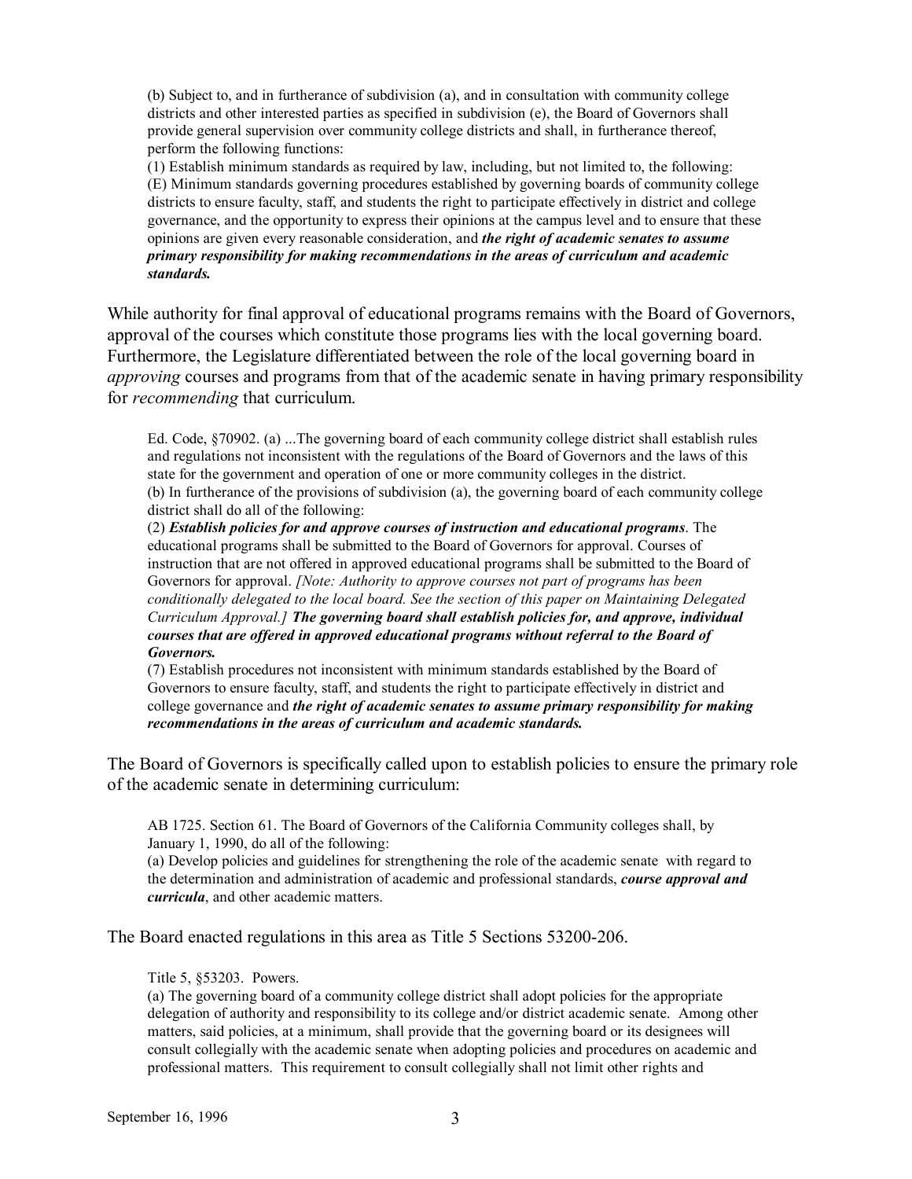(b) Subject to, and in furtherance of subdivision (a), and in consultation with community college districts and other interested parties as specified in subdivision (e), the Board of Governors shall provide general supervision over community college districts and shall, in furtherance thereof, perform the following functions:

(1) Establish minimum standards as required by law, including, but not limited to, the following:

(E) Minimum standards governing procedures established by governing boards of community college districts to ensure faculty, staff, and students the right to participate effectively in district and college governance, and the opportunity to express their opinions at the campus level and to ensure that these opinions are given every reasonable consideration, and ***the right of academic senates to assume primary responsibility for making recommendations in the areas of curriculum and academic standards.***

While authority for final approval of educational programs remains with the Board of Governors, approval of the courses which constitute those programs lies with the local governing board. Furthermore, the Legislature differentiated between the role of the local governing board in *approving* courses and programs from that of the academic senate in having primary responsibility for *recommending* that curriculum.

Ed. Code, §70902. (a) ...The governing board of each community college district shall establish rules and regulations not inconsistent with the regulations of the Board of Governors and the laws of this state for the government and operation of one or more community colleges in the district.

(b) In furtherance of the provisions of subdivision (a), the governing board of each community college district shall do all of the following:

(2) ***Establish policies for and approve courses of instruction and educational programs***. The educational programs shall be submitted to the Board of Governors for approval. Courses of instruction that are not offered in approved educational programs shall be submitted to the Board of Governors for approval. *[Note: Authority to approve courses not part of programs has been conditionally delegated to the local board. See the section of this paper on Maintaining Delegated Curriculum Approval.]* ***The governing board shall establish policies for, and approve, individual courses that are offered in approved educational programs without referral to the Board of Governors.***

(7) Establish procedures not inconsistent with minimum standards established by the Board of Governors to ensure faculty, staff, and students the right to participate effectively in district and college governance and ***the right of academic senates to assume primary responsibility for making recommendations in the areas of curriculum and academic standards.***

The Board of Governors is specifically called upon to establish policies to ensure the primary role of the academic senate in determining curriculum:

AB 1725. Section 61. The Board of Governors of the California Community colleges shall, by January 1, 1990, do all of the following:

(a) Develop policies and guidelines for strengthening the role of the academic senate with regard to the determination and administration of academic and professional standards, ***course approval and curricula***, and other academic matters.

The Board enacted regulations in this area as Title 5 Sections 53200-206.

Title 5, §53203. Powers.

(a) The governing board of a community college district shall adopt policies for the appropriate delegation of authority and responsibility to its college and/or district academic senate. Among other matters, said policies, at a minimum, shall provide that the governing board or its designees will consult collegially with the academic senate when adopting policies and procedures on academic and professional matters. This requirement to consult collegially shall not limit other rights and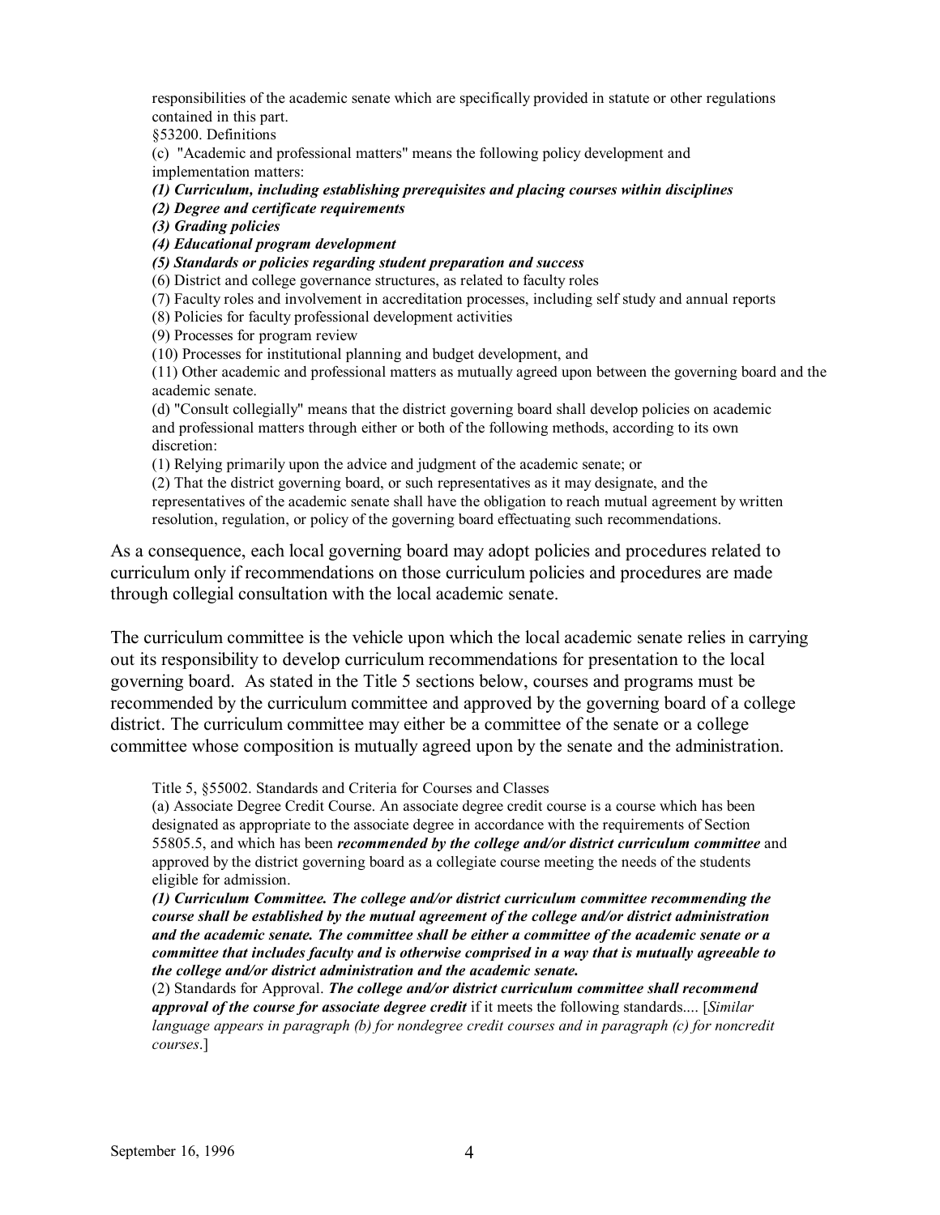responsibilities of the academic senate which are specifically provided in statute or other regulations contained in this part.

§53200. Definitions

(c) "Academic and professional matters" means the following policy development and implementation matters:

***(1) Curriculum, including establishing prerequisites and placing courses within disciplines***

***(2) Degree and certificate requirements***

***(3) Grading policies***

***(4) Educational program development***

***(5) Standards or policies regarding student preparation and success***

(6) District and college governance structures, as related to faculty roles

(7) Faculty roles and involvement in accreditation processes, including self study and annual reports

(8) Policies for faculty professional development activities

(9) Processes for program review

(10) Processes for institutional planning and budget development, and

(11) Other academic and professional matters as mutually agreed upon between the governing board and the academic senate.

(d) "Consult collegially" means that the district governing board shall develop policies on academic and professional matters through either or both of the following methods, according to its own discretion:

(1) Relying primarily upon the advice and judgment of the academic senate; or

(2) That the district governing board, or such representatives as it may designate, and the representatives of the academic senate shall have the obligation to reach mutual agreement by written resolution, regulation, or policy of the governing board effectuating such recommendations.

As a consequence, each local governing board may adopt policies and procedures related to curriculum only if recommendations on those curriculum policies and procedures are made through collegial consultation with the local academic senate.

The curriculum committee is the vehicle upon which the local academic senate relies in carrying out its responsibility to develop curriculum recommendations for presentation to the local governing board. As stated in the Title 5 sections below, courses and programs must be recommended by the curriculum committee and approved by the governing board of a college district. The curriculum committee may either be a committee of the senate or a college committee whose composition is mutually agreed upon by the senate and the administration.

Title 5, §55002. Standards and Criteria for Courses and Classes

(a) Associate Degree Credit Course. An associate degree credit course is a course which has been designated as appropriate to the associate degree in accordance with the requirements of Section 55805.5, and which has been ***recommended by the college and/or district curriculum committee*** and approved by the district governing board as a collegiate course meeting the needs of the students eligible for admission.

***(1) Curriculum Committee. The college and/or district curriculum committee recommending the course shall be established by the mutual agreement of the college and/or district administration and the academic senate. The committee shall be either a committee of the academic senate or a committee that includes faculty and is otherwise comprised in a way that is mutually agreeable to the college and/or district administration and the academic senate.***

(2) Standards for Approval. ***The college and/or district curriculum committee shall recommend approval of the course for associate degree credit*** if it meets the following standards.... [*Similar language appears in paragraph (b) for nondegree credit courses and in paragraph (c) for noncredit courses*.]

September 16, 1996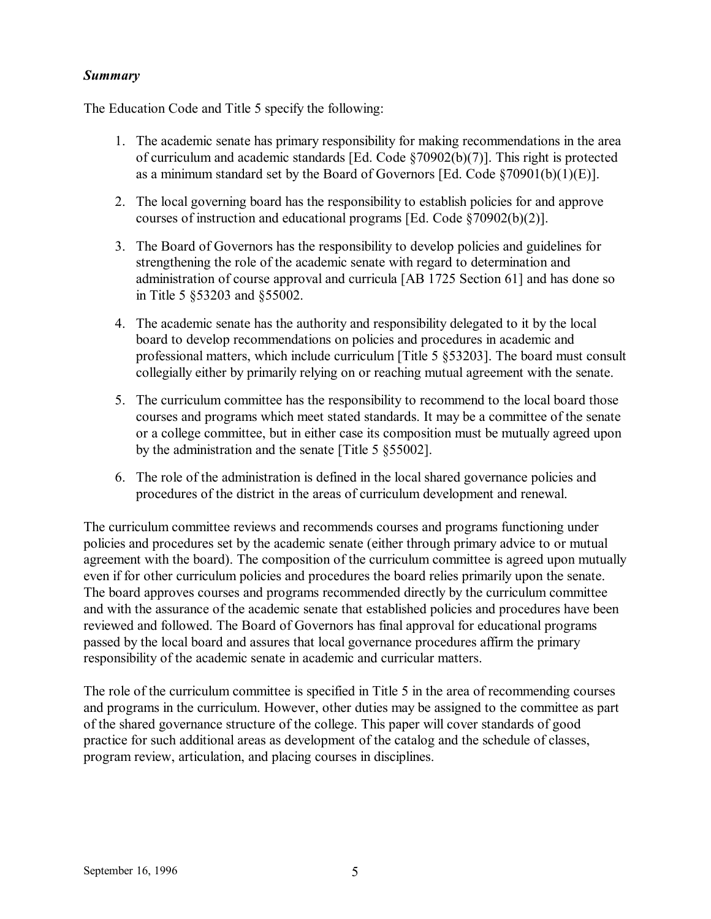***Summary***

The Education Code and Title 5 specify the following:

1. The academic senate has primary responsibility for making recommendations in the area of curriculum and academic standards [Ed. Code §70902(b)(7)]. This right is protected as a minimum standard set by the Board of Governors [Ed. Code §70901(b)(1)(E)].

2. The local governing board has the responsibility to establish policies for and approve courses of instruction and educational programs [Ed. Code §70902(b)(2)].

3. The Board of Governors has the responsibility to develop policies and guidelines for strengthening the role of the academic senate with regard to determination and administration of course approval and curricula [AB 1725 Section 61] and has done so in Title 5 §53203 and §55002.

4. The academic senate has the authority and responsibility delegated to it by the local board to develop recommendations on policies and procedures in academic and professional matters, which include curriculum [Title 5 §53203]. The board must consult collegially either by primarily relying on or reaching mutual agreement with the senate.

5. The curriculum committee has the responsibility to recommend to the local board those courses and programs which meet stated standards. It may be a committee of the senate or a college committee, but in either case its composition must be mutually agreed upon by the administration and the senate [Title 5 §55002].

6. The role of the administration is defined in the local shared governance policies and procedures of the district in the areas of curriculum development and renewal.

The curriculum committee reviews and recommends courses and programs functioning under policies and procedures set by the academic senate (either through primary advice to or mutual agreement with the board). The composition of the curriculum committee is agreed upon mutually even if for other curriculum policies and procedures the board relies primarily upon the senate. The board approves courses and programs recommended directly by the curriculum committee and with the assurance of the academic senate that established policies and procedures have been reviewed and followed. The Board of Governors has final approval for educational programs passed by the local board and assures that local governance procedures affirm the primary responsibility of the academic senate in academic and curricular matters.

The role of the curriculum committee is specified in Title 5 in the area of recommending courses and programs in the curriculum. However, other duties may be assigned to the committee as part of the shared governance structure of the college. This paper will cover standards of good practice for such additional areas as development of the catalog and the schedule of classes, program review, articulation, and placing courses in disciplines.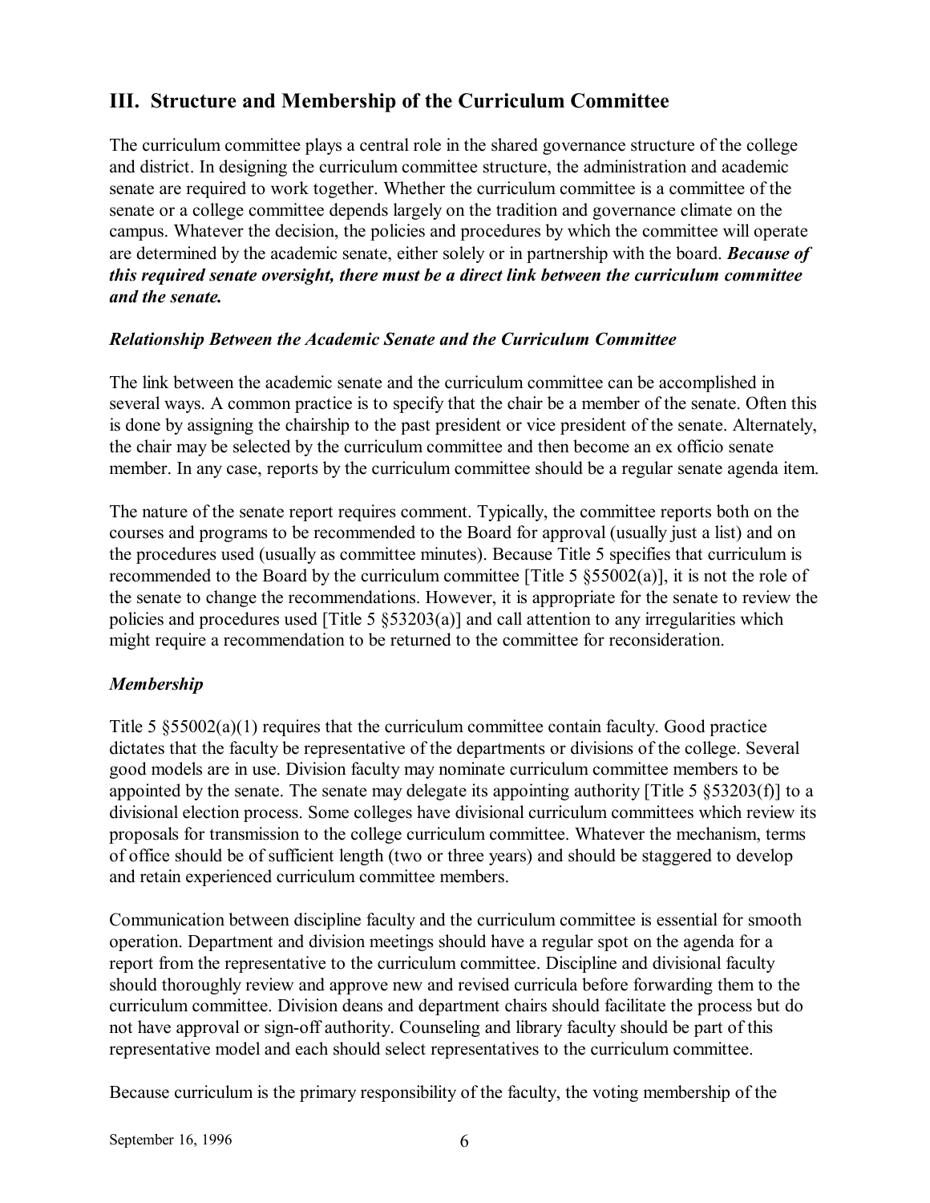## III. Structure and Membership of the Curriculum Committee

The curriculum committee plays a central role in the shared governance structure of the college and district. In designing the curriculum committee structure, the administration and academic senate are required to work together. Whether the curriculum committee is a committee of the senate or a college committee depends largely on the tradition and governance climate on the campus. Whatever the decision, the policies and procedures by which the committee will operate are determined by the academic senate, either solely or in partnership with the board. ***Because of this required senate oversight, there must be a direct link between the curriculum committee and the senate.***

### *Relationship Between the Academic Senate and the Curriculum Committee*

The link between the academic senate and the curriculum committee can be accomplished in several ways. A common practice is to specify that the chair be a member of the senate. Often this is done by assigning the chairship to the past president or vice president of the senate. Alternately, the chair may be selected by the curriculum committee and then become an ex officio senate member. In any case, reports by the curriculum committee should be a regular senate agenda item.

The nature of the senate report requires comment. Typically, the committee reports both on the courses and programs to be recommended to the Board for approval (usually just a list) and on the procedures used (usually as committee minutes). Because Title 5 specifies that curriculum is recommended to the Board by the curriculum committee [Title 5 §55002(a)], it is not the role of the senate to change the recommendations. However, it is appropriate for the senate to review the policies and procedures used [Title 5 §53203(a)] and call attention to any irregularities which might require a recommendation to be returned to the committee for reconsideration.

### *Membership*

Title 5 §55002(a)(1) requires that the curriculum committee contain faculty. Good practice dictates that the faculty be representative of the departments or divisions of the college. Several good models are in use. Division faculty may nominate curriculum committee members to be appointed by the senate. The senate may delegate its appointing authority [Title 5 §53203(f)] to a divisional election process. Some colleges have divisional curriculum committees which review its proposals for transmission to the college curriculum committee. Whatever the mechanism, terms of office should be of sufficient length (two or three years) and should be staggered to develop and retain experienced curriculum committee members.

Communication between discipline faculty and the curriculum committee is essential for smooth operation. Department and division meetings should have a regular spot on the agenda for a report from the representative to the curriculum committee. Discipline and divisional faculty should thoroughly review and approve new and revised curricula before forwarding them to the curriculum committee. Division deans and department chairs should facilitate the process but do not have approval or sign-off authority. Counseling and library faculty should be part of this representative model and each should select representatives to the curriculum committee.

Because curriculum is the primary responsibility of the faculty, the voting membership of the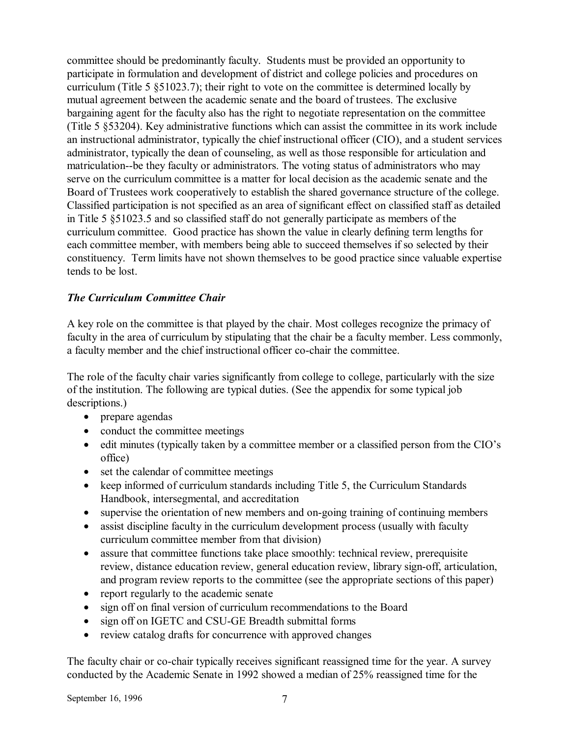committee should be predominantly faculty. Students must be provided an opportunity to participate in formulation and development of district and college policies and procedures on curriculum (Title 5 §51023.7); their right to vote on the committee is determined locally by mutual agreement between the academic senate and the board of trustees. The exclusive bargaining agent for the faculty also has the right to negotiate representation on the committee (Title 5 §53204). Key administrative functions which can assist the committee in its work include an instructional administrator, typically the chief instructional officer (CIO), and a student services administrator, typically the dean of counseling, as well as those responsible for articulation and matriculation--be they faculty or administrators. The voting status of administrators who may serve on the curriculum committee is a matter for local decision as the academic senate and the Board of Trustees work cooperatively to establish the shared governance structure of the college. Classified participation is not specified as an area of significant effect on classified staff as detailed in Title 5 §51023.5 and so classified staff do not generally participate as members of the curriculum committee. Good practice has shown the value in clearly defining term lengths for each committee member, with members being able to succeed themselves if so selected by their constituency. Term limits have not shown themselves to be good practice since valuable expertise tends to be lost.

### *The Curriculum Committee Chair*

A key role on the committee is that played by the chair. Most colleges recognize the primacy of faculty in the area of curriculum by stipulating that the chair be a faculty member. Less commonly, a faculty member and the chief instructional officer co-chair the committee.

The role of the faculty chair varies significantly from college to college, particularly with the size of the institution. The following are typical duties. (See the appendix for some typical job descriptions.)

- prepare agendas
- conduct the committee meetings
- edit minutes (typically taken by a committee member or a classified person from the CIO's office)
- set the calendar of committee meetings
- keep informed of curriculum standards including Title 5, the Curriculum Standards Handbook, intersegmental, and accreditation
- supervise the orientation of new members and on-going training of continuing members
- assist discipline faculty in the curriculum development process (usually with faculty curriculum committee member from that division)
- assure that committee functions take place smoothly: technical review, prerequisite review, distance education review, general education review, library sign-off, articulation, and program review reports to the committee (see the appropriate sections of this paper)
- report regularly to the academic senate
- sign off on final version of curriculum recommendations to the Board
- sign off on IGETC and CSU-GE Breadth submittal forms
- review catalog drafts for concurrence with approved changes

The faculty chair or co-chair typically receives significant reassigned time for the year. A survey conducted by the Academic Senate in 1992 showed a median of 25% reassigned time for the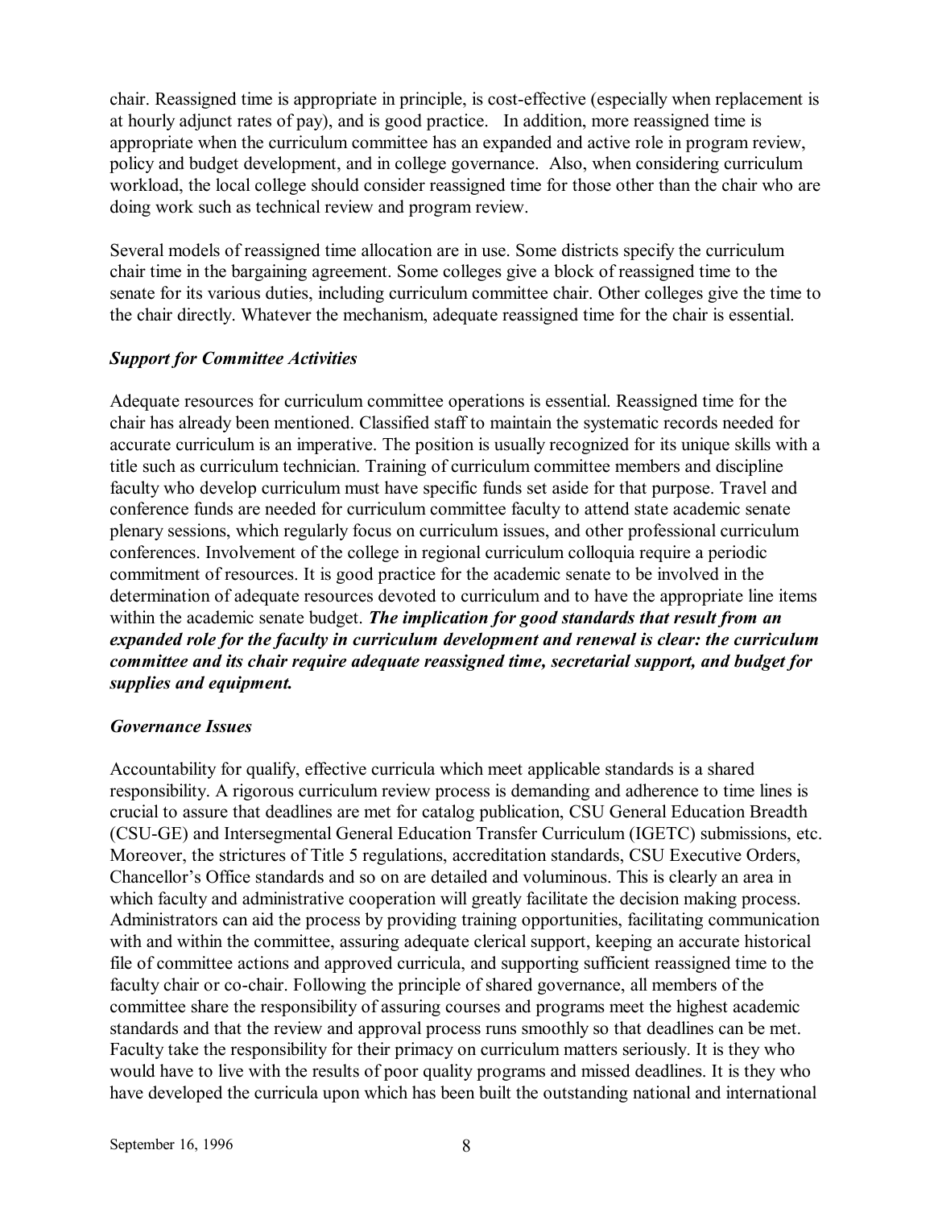chair. Reassigned time is appropriate in principle, is cost-effective (especially when replacement is at hourly adjunct rates of pay), and is good practice. In addition, more reassigned time is appropriate when the curriculum committee has an expanded and active role in program review, policy and budget development, and in college governance. Also, when considering curriculum workload, the local college should consider reassigned time for those other than the chair who are doing work such as technical review and program review.

Several models of reassigned time allocation are in use. Some districts specify the curriculum chair time in the bargaining agreement. Some colleges give a block of reassigned time to the senate for its various duties, including curriculum committee chair. Other colleges give the time to the chair directly. Whatever the mechanism, adequate reassigned time for the chair is essential.

### *Support for Committee Activities*

Adequate resources for curriculum committee operations is essential. Reassigned time for the chair has already been mentioned. Classified staff to maintain the systematic records needed for accurate curriculum is an imperative. The position is usually recognized for its unique skills with a title such as curriculum technician. Training of curriculum committee members and discipline faculty who develop curriculum must have specific funds set aside for that purpose. Travel and conference funds are needed for curriculum committee faculty to attend state academic senate plenary sessions, which regularly focus on curriculum issues, and other professional curriculum conferences. Involvement of the college in regional curriculum colloquia require a periodic commitment of resources. It is good practice for the academic senate to be involved in the determination of adequate resources devoted to curriculum and to have the appropriate line items within the academic senate budget. ***The implication for good standards that result from an expanded role for the faculty in curriculum development and renewal is clear: the curriculum committee and its chair require adequate reassigned time, secretarial support, and budget for supplies and equipment.***

### *Governance Issues*

Accountability for qualify, effective curricula which meet applicable standards is a shared responsibility. A rigorous curriculum review process is demanding and adherence to time lines is crucial to assure that deadlines are met for catalog publication, CSU General Education Breadth (CSU-GE) and Intersegmental General Education Transfer Curriculum (IGETC) submissions, etc. Moreover, the strictures of Title 5 regulations, accreditation standards, CSU Executive Orders, Chancellor's Office standards and so on are detailed and voluminous. This is clearly an area in which faculty and administrative cooperation will greatly facilitate the decision making process. Administrators can aid the process by providing training opportunities, facilitating communication with and within the committee, assuring adequate clerical support, keeping an accurate historical file of committee actions and approved curricula, and supporting sufficient reassigned time to the faculty chair or co-chair. Following the principle of shared governance, all members of the committee share the responsibility of assuring courses and programs meet the highest academic standards and that the review and approval process runs smoothly so that deadlines can be met. Faculty take the responsibility for their primacy on curriculum matters seriously. It is they who would have to live with the results of poor quality programs and missed deadlines. It is they who have developed the curricula upon which has been built the outstanding national and international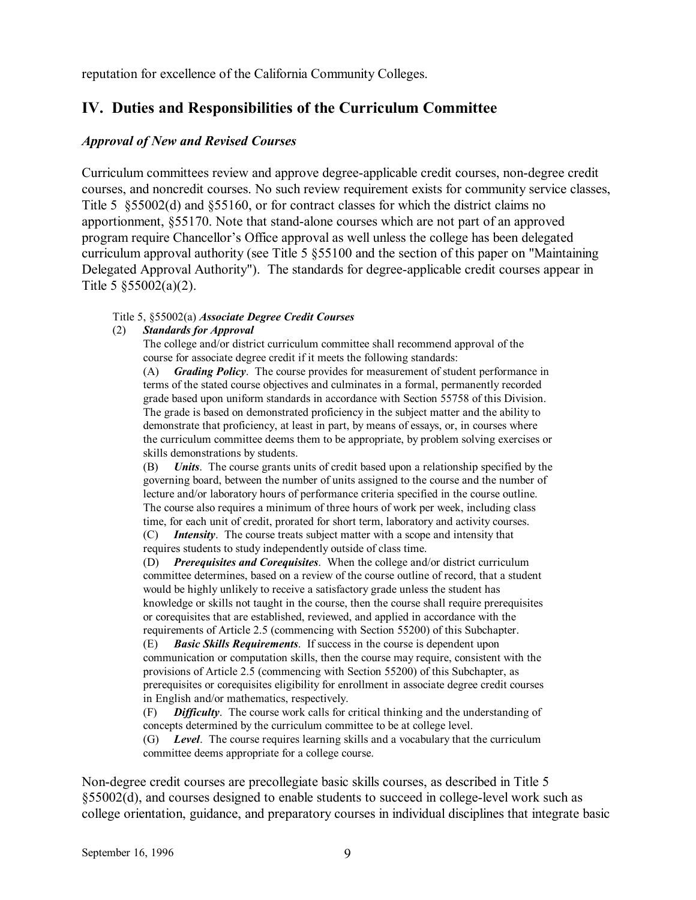reputation for excellence of the California Community Colleges.

## IV. Duties and Responsibilities of the Curriculum Committee

### *Approval of New and Revised Courses*

Curriculum committees review and approve degree-applicable credit courses, non-degree credit courses, and noncredit courses. No such review requirement exists for community service classes, Title 5 §55002(d) and §55160, or for contract classes for which the district claims no apportionment, §55170. Note that stand-alone courses which are not part of an approved program require Chancellor's Office approval as well unless the college has been delegated curriculum approval authority (see Title 5 §55100 and the section of this paper on "Maintaining Delegated Approval Authority"). The standards for degree-applicable credit courses appear in Title 5 §55002(a)(2).

> Title 5, §55002(a) ***Associate Degree Credit Courses***
>
> (2) ***Standards for Approval***
>
> The college and/or district curriculum committee shall recommend approval of the course for associate degree credit if it meets the following standards:
>
> (A) ***Grading Policy***. The course provides for measurement of student performance in terms of the stated course objectives and culminates in a formal, permanently recorded grade based upon uniform standards in accordance with Section 55758 of this Division. The grade is based on demonstrated proficiency in the subject matter and the ability to demonstrate that proficiency, at least in part, by means of essays, or, in courses where the curriculum committee deems them to be appropriate, by problem solving exercises or skills demonstrations by students.
>
> (B) ***Units***. The course grants units of credit based upon a relationship specified by the governing board, between the number of units assigned to the course and the number of lecture and/or laboratory hours of performance criteria specified in the course outline. The course also requires a minimum of three hours of work per week, including class time, for each unit of credit, prorated for short term, laboratory and activity courses.
>
> (C) ***Intensity***. The course treats subject matter with a scope and intensity that requires students to study independently outside of class time.
>
> (D) ***Prerequisites and Corequisites***. When the college and/or district curriculum committee determines, based on a review of the course outline of record, that a student would be highly unlikely to receive a satisfactory grade unless the student has knowledge or skills not taught in the course, then the course shall require prerequisites or corequisites that are established, reviewed, and applied in accordance with the requirements of Article 2.5 (commencing with Section 55200) of this Subchapter.
>
> (E) ***Basic Skills Requirements***. If success in the course is dependent upon communication or computation skills, then the course may require, consistent with the provisions of Article 2.5 (commencing with Section 55200) of this Subchapter, as prerequisites or corequisites eligibility for enrollment in associate degree credit courses in English and/or mathematics, respectively.
>
> (F) ***Difficulty***. The course work calls for critical thinking and the understanding of concepts determined by the curriculum committee to be at college level.
>
> (G) ***Level***. The course requires learning skills and a vocabulary that the curriculum committee deems appropriate for a college course.

Non-degree credit courses are precollegiate basic skills courses, as described in Title 5 §55002(d), and courses designed to enable students to succeed in college-level work such as college orientation, guidance, and preparatory courses in individual disciplines that integrate basic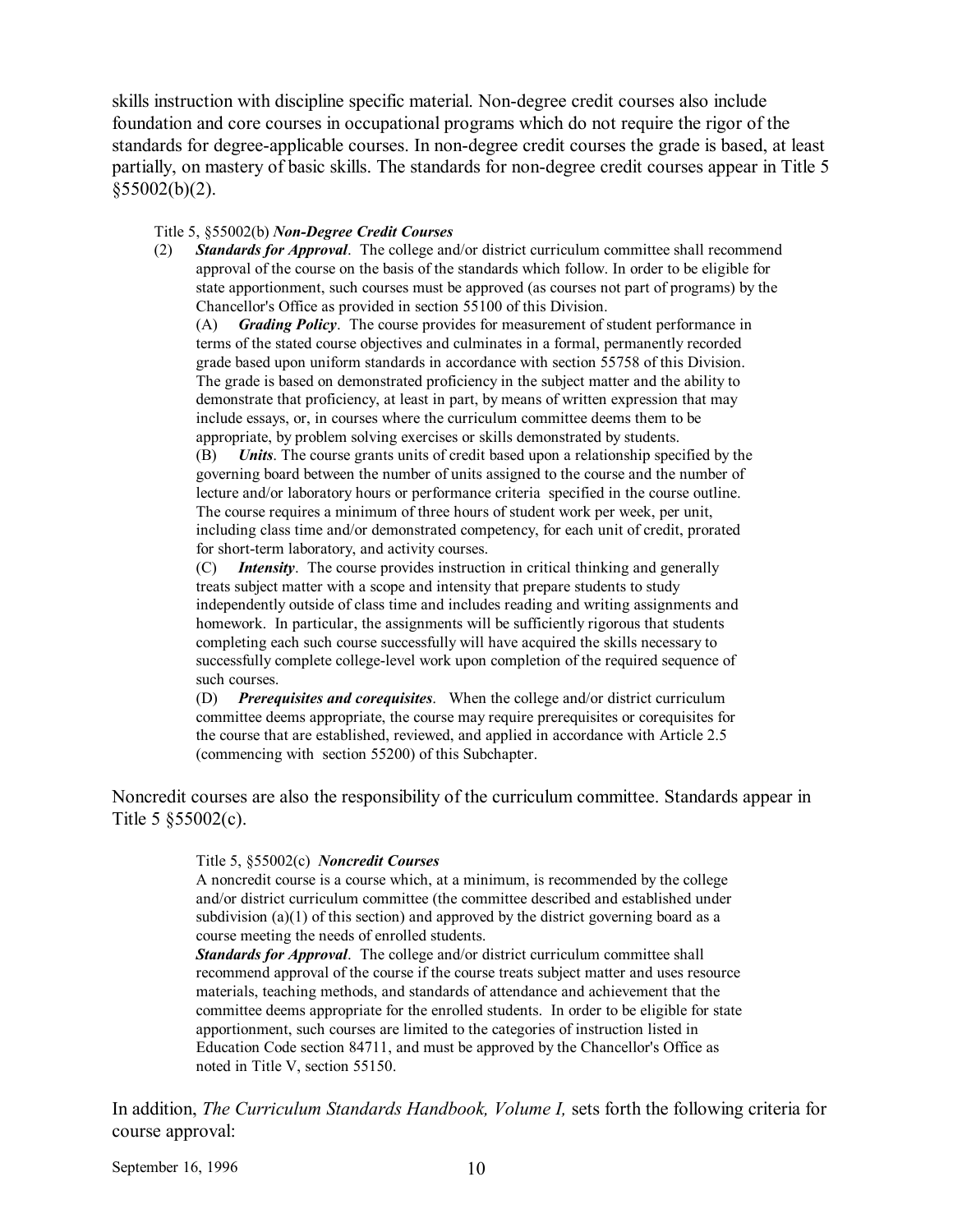skills instruction with discipline specific material. Non-degree credit courses also include foundation and core courses in occupational programs which do not require the rigor of the standards for degree-applicable courses. In non-degree credit courses the grade is based, at least partially, on mastery of basic skills. The standards for non-degree credit courses appear in Title 5 §55002(b)(2).

> Title 5, §55002(b) ***Non-Degree Credit Courses***
>
> (2) ***Standards for Approval***. The college and/or district curriculum committee shall recommend approval of the course on the basis of the standards which follow. In order to be eligible for state apportionment, such courses must be approved (as courses not part of programs) by the Chancellor's Office as provided in section 55100 of this Division.
>
> (A) ***Grading Policy***. The course provides for measurement of student performance in terms of the stated course objectives and culminates in a formal, permanently recorded grade based upon uniform standards in accordance with section 55758 of this Division. The grade is based on demonstrated proficiency in the subject matter and the ability to demonstrate that proficiency, at least in part, by means of written expression that may include essays, or, in courses where the curriculum committee deems them to be appropriate, by problem solving exercises or skills demonstrated by students.
>
> (B) ***Units***. The course grants units of credit based upon a relationship specified by the governing board between the number of units assigned to the course and the number of lecture and/or laboratory hours or performance criteria specified in the course outline. The course requires a minimum of three hours of student work per week, per unit, including class time and/or demonstrated competency, for each unit of credit, prorated for short-term laboratory, and activity courses.
>
> (C) ***Intensity***. The course provides instruction in critical thinking and generally treats subject matter with a scope and intensity that prepare students to study independently outside of class time and includes reading and writing assignments and homework. In particular, the assignments will be sufficiently rigorous that students completing each such course successfully will have acquired the skills necessary to successfully complete college-level work upon completion of the required sequence of such courses.
>
> (D) ***Prerequisites and corequisites***. When the college and/or district curriculum committee deems appropriate, the course may require prerequisites or corequisites for the course that are established, reviewed, and applied in accordance with Article 2.5 (commencing with section 55200) of this Subchapter.

Noncredit courses are also the responsibility of the curriculum committee. Standards appear in Title 5 §55002(c).

> Title 5, §55002(c) ***Noncredit Courses***
>
> A noncredit course is a course which, at a minimum, is recommended by the college and/or district curriculum committee (the committee described and established under subdivision (a)(1) of this section) and approved by the district governing board as a course meeting the needs of enrolled students.
>
> ***Standards for Approval***. The college and/or district curriculum committee shall recommend approval of the course if the course treats subject matter and uses resource materials, teaching methods, and standards of attendance and achievement that the committee deems appropriate for the enrolled students. In order to be eligible for state apportionment, such courses are limited to the categories of instruction listed in Education Code section 84711, and must be approved by the Chancellor's Office as noted in Title V, section 55150.

In addition, *The Curriculum Standards Handbook, Volume I,* sets forth the following criteria for course approval: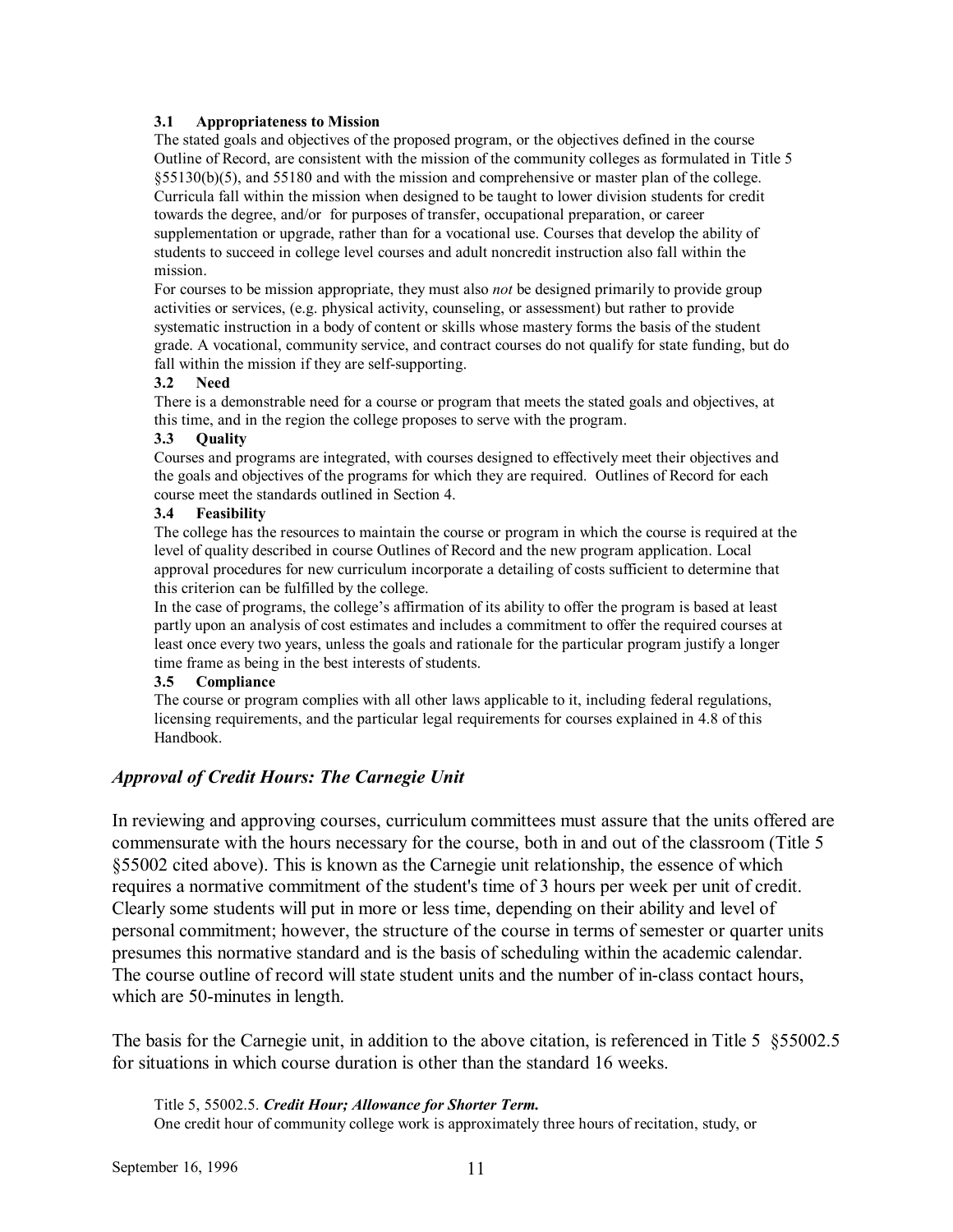**3.1 Appropriateness to Mission**

The stated goals and objectives of the proposed program, or the objectives defined in the course Outline of Record, are consistent with the mission of the community colleges as formulated in Title 5 §55130(b)(5), and 55180 and with the mission and comprehensive or master plan of the college. Curricula fall within the mission when designed to be taught to lower division students for credit towards the degree, and/or for purposes of transfer, occupational preparation, or career supplementation or upgrade, rather than for a vocational use. Courses that develop the ability of students to succeed in college level courses and adult noncredit instruction also fall within the mission.

For courses to be mission appropriate, they must also *not* be designed primarily to provide group activities or services, (e.g. physical activity, counseling, or assessment) but rather to provide systematic instruction in a body of content or skills whose mastery forms the basis of the student grade. A vocational, community service, and contract courses do not qualify for state funding, but do fall within the mission if they are self-supporting.

**3.2 Need**

There is a demonstrable need for a course or program that meets the stated goals and objectives, at this time, and in the region the college proposes to serve with the program.

**3.3 Quality**

Courses and programs are integrated, with courses designed to effectively meet their objectives and the goals and objectives of the programs for which they are required. Outlines of Record for each course meet the standards outlined in Section 4.

**3.4 Feasibility**

The college has the resources to maintain the course or program in which the course is required at the level of quality described in course Outlines of Record and the new program application. Local approval procedures for new curriculum incorporate a detailing of costs sufficient to determine that this criterion can be fulfilled by the college.

In the case of programs, the college's affirmation of its ability to offer the program is based at least partly upon an analysis of cost estimates and includes a commitment to offer the required courses at least once every two years, unless the goals and rationale for the particular program justify a longer time frame as being in the best interests of students.

**3.5 Compliance**

The course or program complies with all other laws applicable to it, including federal regulations, licensing requirements, and the particular legal requirements for courses explained in 4.8 of this Handbook.

## *Approval of Credit Hours: The Carnegie Unit*

In reviewing and approving courses, curriculum committees must assure that the units offered are commensurate with the hours necessary for the course, both in and out of the classroom (Title 5 §55002 cited above). This is known as the Carnegie unit relationship, the essence of which requires a normative commitment of the student's time of 3 hours per week per unit of credit. Clearly some students will put in more or less time, depending on their ability and level of personal commitment; however, the structure of the course in terms of semester or quarter units presumes this normative standard and is the basis of scheduling within the academic calendar. The course outline of record will state student units and the number of in-class contact hours, which are 50-minutes in length.

The basis for the Carnegie unit, in addition to the above citation, is referenced in Title 5 §55002.5 for situations in which course duration is other than the standard 16 weeks.

Title 5, 55002.5. ***Credit Hour; Allowance for Shorter Term.***
One credit hour of community college work is approximately three hours of recitation, study, or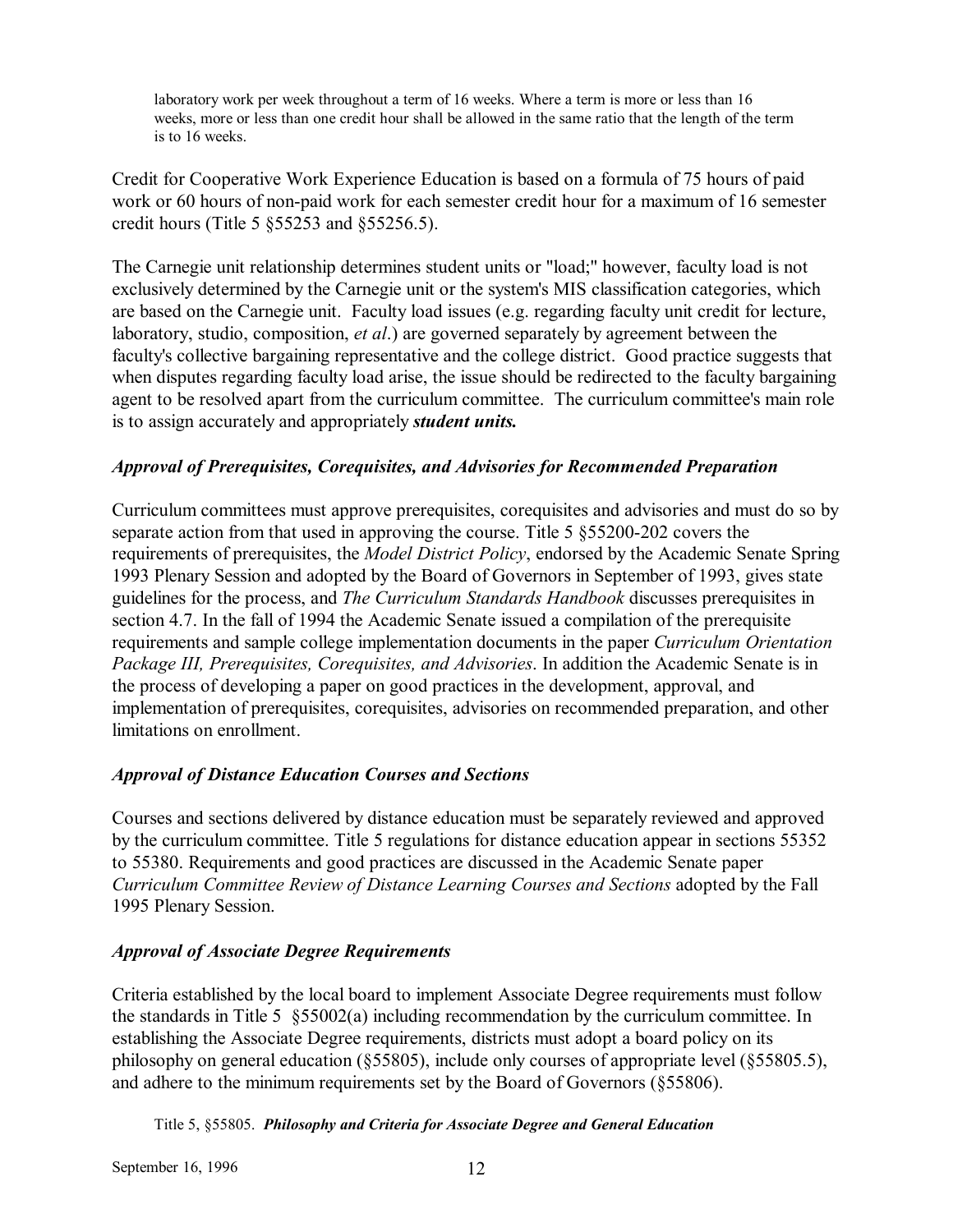> laboratory work per week throughout a term of 16 weeks. Where a term is more or less than 16 weeks, more or less than one credit hour shall be allowed in the same ratio that the length of the term is to 16 weeks.

Credit for Cooperative Work Experience Education is based on a formula of 75 hours of paid work or 60 hours of non-paid work for each semester credit hour for a maximum of 16 semester credit hours (Title 5 §55253 and §55256.5).

The Carnegie unit relationship determines student units or "load;" however, faculty load is not exclusively determined by the Carnegie unit or the system's MIS classification categories, which are based on the Carnegie unit. Faculty load issues (e.g. regarding faculty unit credit for lecture, laboratory, studio, composition, *et al*.) are governed separately by agreement between the faculty's collective bargaining representative and the college district. Good practice suggests that when disputes regarding faculty load arise, the issue should be redirected to the faculty bargaining agent to be resolved apart from the curriculum committee. The curriculum committee's main role is to assign accurately and appropriately ***student units.***

### *Approval of Prerequisites, Corequisites, and Advisories for Recommended Preparation*

Curriculum committees must approve prerequisites, corequisites and advisories and must do so by separate action from that used in approving the course. Title 5 §55200-202 covers the requirements of prerequisites, the *Model District Policy*, endorsed by the Academic Senate Spring 1993 Plenary Session and adopted by the Board of Governors in September of 1993, gives state guidelines for the process, and *The Curriculum Standards Handbook* discusses prerequisites in section 4.7. In the fall of 1994 the Academic Senate issued a compilation of the prerequisite requirements and sample college implementation documents in the paper *Curriculum Orientation Package III, Prerequisites, Corequisites, and Advisories*. In addition the Academic Senate is in the process of developing a paper on good practices in the development, approval, and implementation of prerequisites, corequisites, advisories on recommended preparation, and other limitations on enrollment.

### *Approval of Distance Education Courses and Sections*

Courses and sections delivered by distance education must be separately reviewed and approved by the curriculum committee. Title 5 regulations for distance education appear in sections 55352 to 55380. Requirements and good practices are discussed in the Academic Senate paper *Curriculum Committee Review of Distance Learning Courses and Sections* adopted by the Fall 1995 Plenary Session.

### *Approval of Associate Degree Requirements*

Criteria established by the local board to implement Associate Degree requirements must follow the standards in Title 5 §55002(a) including recommendation by the curriculum committee. In establishing the Associate Degree requirements, districts must adopt a board policy on its philosophy on general education (§55805), include only courses of appropriate level (§55805.5), and adhere to the minimum requirements set by the Board of Governors (§55806).

> Title 5, §55805. ***Philosophy and Criteria for Associate Degree and General Education***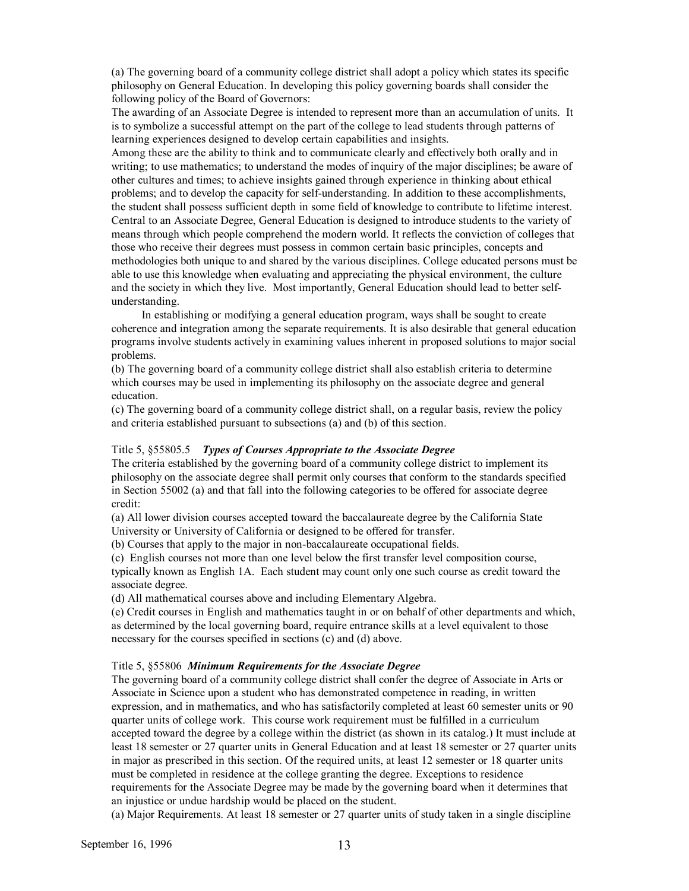(a) The governing board of a community college district shall adopt a policy which states its specific philosophy on General Education. In developing this policy governing boards shall consider the following policy of the Board of Governors:

The awarding of an Associate Degree is intended to represent more than an accumulation of units. It is to symbolize a successful attempt on the part of the college to lead students through patterns of learning experiences designed to develop certain capabilities and insights.

Among these are the ability to think and to communicate clearly and effectively both orally and in writing; to use mathematics; to understand the modes of inquiry of the major disciplines; be aware of other cultures and times; to achieve insights gained through experience in thinking about ethical problems; and to develop the capacity for self-understanding. In addition to these accomplishments, the student shall possess sufficient depth in some field of knowledge to contribute to lifetime interest.

Central to an Associate Degree, General Education is designed to introduce students to the variety of means through which people comprehend the modern world. It reflects the conviction of colleges that those who receive their degrees must possess in common certain basic principles, concepts and methodologies both unique to and shared by the various disciplines. College educated persons must be able to use this knowledge when evaluating and appreciating the physical environment, the culture and the society in which they live. Most importantly, General Education should lead to better self-understanding.

In establishing or modifying a general education program, ways shall be sought to create coherence and integration among the separate requirements. It is also desirable that general education programs involve students actively in examining values inherent in proposed solutions to major social problems.

(b) The governing board of a community college district shall also establish criteria to determine which courses may be used in implementing its philosophy on the associate degree and general education.

(c) The governing board of a community college district shall, on a regular basis, review the policy and criteria established pursuant to subsections (a) and (b) of this section.

Title 5, §55805.5 ***Types of Courses Appropriate to the Associate Degree***

The criteria established by the governing board of a community college district to implement its philosophy on the associate degree shall permit only courses that conform to the standards specified in Section 55002 (a) and that fall into the following categories to be offered for associate degree credit:

(a) All lower division courses accepted toward the baccalaureate degree by the California State University or University of California or designed to be offered for transfer.

(b) Courses that apply to the major in non-baccalaureate occupational fields.

(c) English courses not more than one level below the first transfer level composition course, typically known as English 1A. Each student may count only one such course as credit toward the associate degree.

(d) All mathematical courses above and including Elementary Algebra.

(e) Credit courses in English and mathematics taught in or on behalf of other departments and which, as determined by the local governing board, require entrance skills at a level equivalent to those necessary for the courses specified in sections (c) and (d) above.

Title 5, §55806 ***Minimum Requirements for the Associate Degree***

The governing board of a community college district shall confer the degree of Associate in Arts or Associate in Science upon a student who has demonstrated competence in reading, in written expression, and in mathematics, and who has satisfactorily completed at least 60 semester units or 90 quarter units of college work. This course work requirement must be fulfilled in a curriculum accepted toward the degree by a college within the district (as shown in its catalog.) It must include at least 18 semester or 27 quarter units in General Education and at least 18 semester or 27 quarter units in major as prescribed in this section. Of the required units, at least 12 semester or 18 quarter units must be completed in residence at the college granting the degree. Exceptions to residence requirements for the Associate Degree may be made by the governing board when it determines that an injustice or undue hardship would be placed on the student.

(a) Major Requirements. At least 18 semester or 27 quarter units of study taken in a single discipline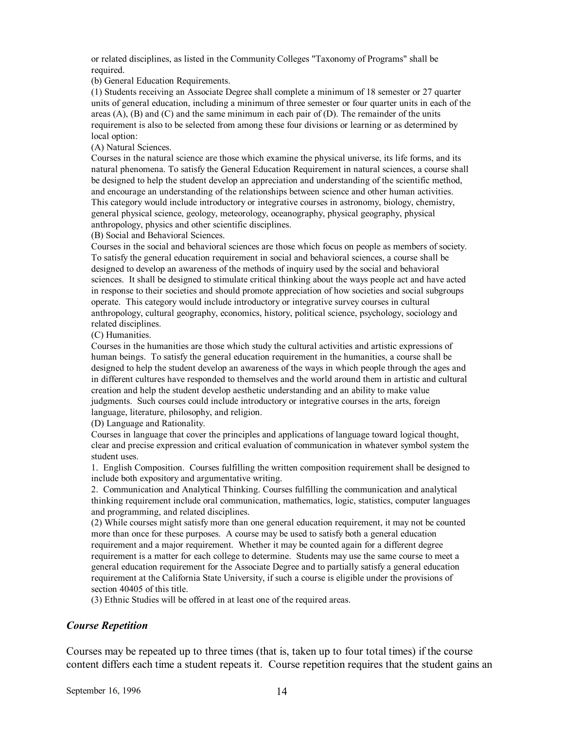or related disciplines, as listed in the Community Colleges "Taxonomy of Programs" shall be required.

(b) General Education Requirements.

(1) Students receiving an Associate Degree shall complete a minimum of 18 semester or 27 quarter units of general education, including a minimum of three semester or four quarter units in each of the areas (A), (B) and (C) and the same minimum in each pair of (D). The remainder of the units requirement is also to be selected from among these four divisions or learning or as determined by local option:

(A) Natural Sciences.

Courses in the natural science are those which examine the physical universe, its life forms, and its natural phenomena. To satisfy the General Education Requirement in natural sciences, a course shall be designed to help the student develop an appreciation and understanding of the scientific method, and encourage an understanding of the relationships between science and other human activities. This category would include introductory or integrative courses in astronomy, biology, chemistry, general physical science, geology, meteorology, oceanography, physical geography, physical anthropology, physics and other scientific disciplines.

(B) Social and Behavioral Sciences.

Courses in the social and behavioral sciences are those which focus on people as members of society. To satisfy the general education requirement in social and behavioral sciences, a course shall be designed to develop an awareness of the methods of inquiry used by the social and behavioral sciences. It shall be designed to stimulate critical thinking about the ways people act and have acted in response to their societies and should promote appreciation of how societies and social subgroups operate. This category would include introductory or integrative survey courses in cultural anthropology, cultural geography, economics, history, political science, psychology, sociology and related disciplines.

(C) Humanities.

Courses in the humanities are those which study the cultural activities and artistic expressions of human beings. To satisfy the general education requirement in the humanities, a course shall be designed to help the student develop an awareness of the ways in which people through the ages and in different cultures have responded to themselves and the world around them in artistic and cultural creation and help the student develop aesthetic understanding and an ability to make value judgments. Such courses could include introductory or integrative courses in the arts, foreign language, literature, philosophy, and religion.

(D) Language and Rationality.

Courses in language that cover the principles and applications of language toward logical thought, clear and precise expression and critical evaluation of communication in whatever symbol system the student uses.

1. English Composition. Courses fulfilling the written composition requirement shall be designed to include both expository and argumentative writing.

2. Communication and Analytical Thinking. Courses fulfilling the communication and analytical thinking requirement include oral communication, mathematics, logic, statistics, computer languages and programming, and related disciplines.

(2) While courses might satisfy more than one general education requirement, it may not be counted more than once for these purposes. A course may be used to satisfy both a general education requirement and a major requirement. Whether it may be counted again for a different degree requirement is a matter for each college to determine. Students may use the same course to meet a general education requirement for the Associate Degree and to partially satisfy a general education requirement at the California State University, if such a course is eligible under the provisions of section 40405 of this title.

(3) Ethnic Studies will be offered in at least one of the required areas.

### *Course Repetition*

Courses may be repeated up to three times (that is, taken up to four total times) if the course content differs each time a student repeats it. Course repetition requires that the student gains an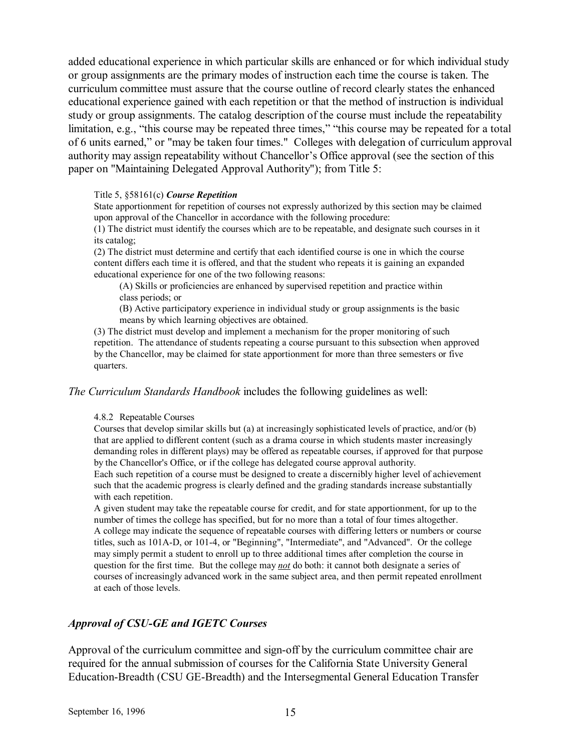added educational experience in which particular skills are enhanced or for which individual study or group assignments are the primary modes of instruction each time the course is taken. The curriculum committee must assure that the course outline of record clearly states the enhanced educational experience gained with each repetition or that the method of instruction is individual study or group assignments. The catalog description of the course must include the repeatability limitation, e.g., "this course may be repeated three times," "this course may be repeated for a total of 6 units earned," or "may be taken four times." Colleges with delegation of curriculum approval authority may assign repeatability without Chancellor's Office approval (see the section of this paper on "Maintaining Delegated Approval Authority"); from Title 5:

> Title 5, §58161(c) ***Course Repetition***
>
> State apportionment for repetition of courses not expressly authorized by this section may be claimed upon approval of the Chancellor in accordance with the following procedure:
>
> (1) The district must identify the courses which are to be repeatable, and designate such courses in it its catalog;
>
> (2) The district must determine and certify that each identified course is one in which the course content differs each time it is offered, and that the student who repeats it is gaining an expanded educational experience for one of the two following reasons:
>
> > (A) Skills or proficiencies are enhanced by supervised repetition and practice within class periods; or
> >
> > (B) Active participatory experience in individual study or group assignments is the basic means by which learning objectives are obtained.
>
> (3) The district must develop and implement a mechanism for the proper monitoring of such repetition. The attendance of students repeating a course pursuant to this subsection when approved by the Chancellor, may be claimed for state apportionment for more than three semesters or five quarters.

*The Curriculum Standards Handbook* includes the following guidelines as well:

> 4.8.2 Repeatable Courses
>
> Courses that develop similar skills but (a) at increasingly sophisticated levels of practice, and/or (b) that are applied to different content (such as a drama course in which students master increasingly demanding roles in different plays) may be offered as repeatable courses, if approved for that purpose by the Chancellor's Office, or if the college has delegated course approval authority.
>
> Each such repetition of a course must be designed to create a discernibly higher level of achievement such that the academic progress is clearly defined and the grading standards increase substantially with each repetition.
>
> A given student may take the repeatable course for credit, and for state apportionment, for up to the number of times the college has specified, but for no more than a total of four times altogether.
>
> A college may indicate the sequence of repeatable courses with differing letters or numbers or course titles, such as 101A-D, or 101-4, or "Beginning", "Intermediate", and "Advanced". Or the college may simply permit a student to enroll up to three additional times after completion the course in question for the first time. But the college may ***not*** do both: it cannot both designate a series of courses of increasingly advanced work in the same subject area, and then permit repeated enrollment at each of those levels.

## *Approval of CSU-GE and IGETC Courses*

Approval of the curriculum committee and sign-off by the curriculum committee chair are required for the annual submission of courses for the California State University General Education-Breadth (CSU GE-Breadth) and the Intersegmental General Education Transfer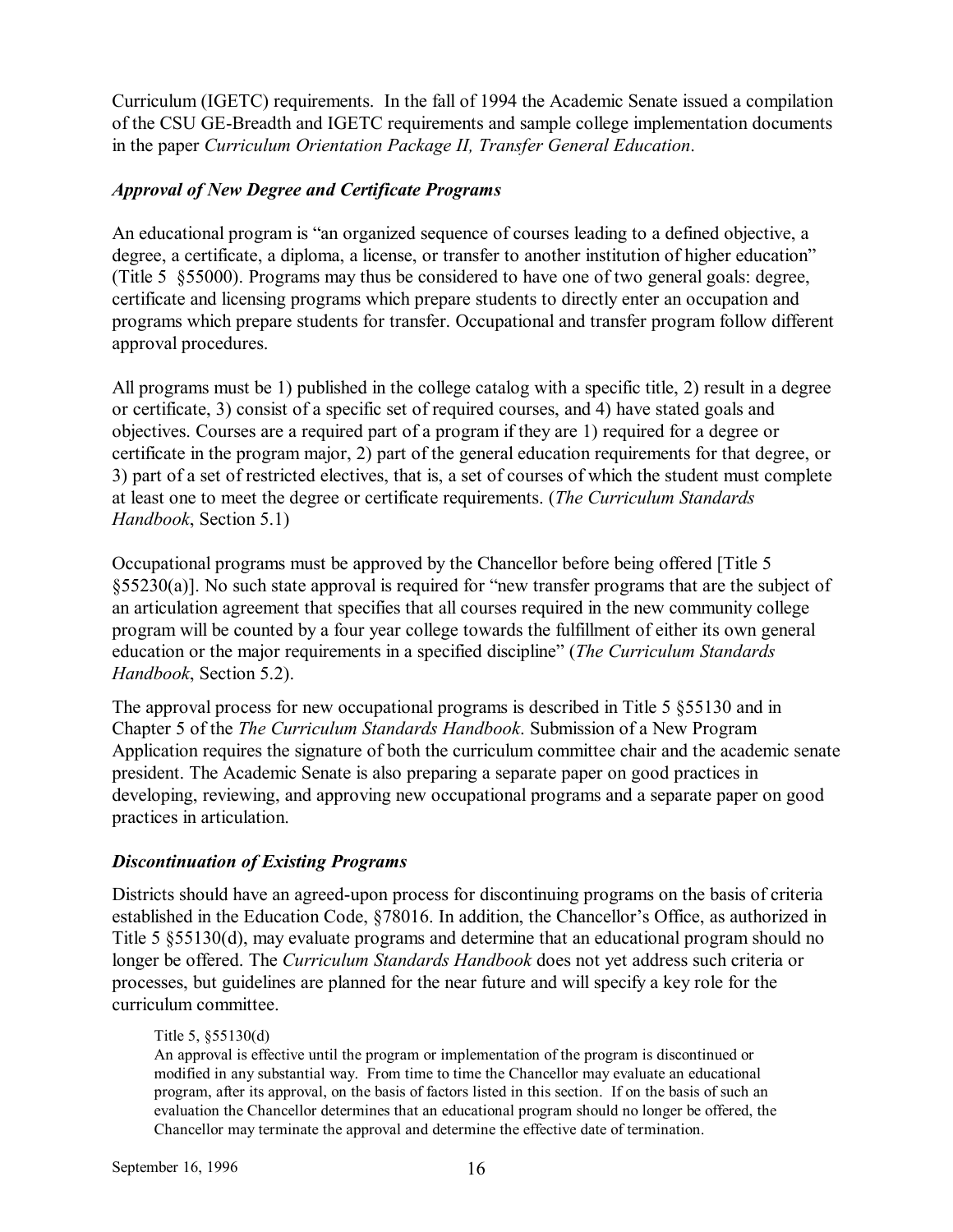Curriculum (IGETC) requirements. In the fall of 1994 the Academic Senate issued a compilation of the CSU GE-Breadth and IGETC requirements and sample college implementation documents in the paper *Curriculum Orientation Package II, Transfer General Education*.

### *Approval of New Degree and Certificate Programs*

An educational program is "an organized sequence of courses leading to a defined objective, a degree, a certificate, a diploma, a license, or transfer to another institution of higher education" (Title 5 §55000). Programs may thus be considered to have one of two general goals: degree, certificate and licensing programs which prepare students to directly enter an occupation and programs which prepare students for transfer. Occupational and transfer program follow different approval procedures.

All programs must be 1) published in the college catalog with a specific title, 2) result in a degree or certificate, 3) consist of a specific set of required courses, and 4) have stated goals and objectives. Courses are a required part of a program if they are 1) required for a degree or certificate in the program major, 2) part of the general education requirements for that degree, or 3) part of a set of restricted electives, that is, a set of courses of which the student must complete at least one to meet the degree or certificate requirements. (*The Curriculum Standards Handbook*, Section 5.1)

Occupational programs must be approved by the Chancellor before being offered [Title 5 §55230(a)]. No such state approval is required for "new transfer programs that are the subject of an articulation agreement that specifies that all courses required in the new community college program will be counted by a four year college towards the fulfillment of either its own general education or the major requirements in a specified discipline" (*The Curriculum Standards Handbook*, Section 5.2).

The approval process for new occupational programs is described in Title 5 §55130 and in Chapter 5 of the *The Curriculum Standards Handbook*. Submission of a New Program Application requires the signature of both the curriculum committee chair and the academic senate president. The Academic Senate is also preparing a separate paper on good practices in developing, reviewing, and approving new occupational programs and a separate paper on good practices in articulation.

### *Discontinuation of Existing Programs*

Districts should have an agreed-upon process for discontinuing programs on the basis of criteria established in the Education Code, §78016. In addition, the Chancellor's Office, as authorized in Title 5 §55130(d), may evaluate programs and determine that an educational program should no longer be offered. The *Curriculum Standards Handbook* does not yet address such criteria or processes, but guidelines are planned for the near future and will specify a key role for the curriculum committee.

> Title 5, §55130(d)
> An approval is effective until the program or implementation of the program is discontinued or modified in any substantial way. From time to time the Chancellor may evaluate an educational program, after its approval, on the basis of factors listed in this section. If on the basis of such an evaluation the Chancellor determines that an educational program should no longer be offered, the Chancellor may terminate the approval and determine the effective date of termination.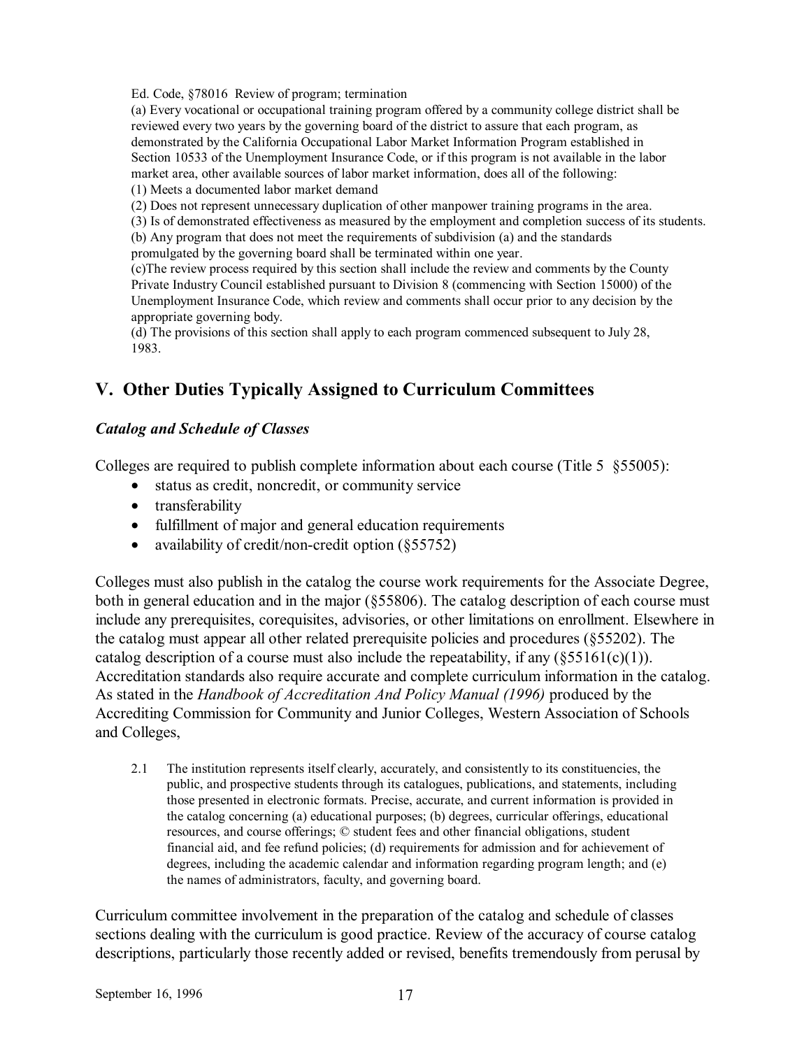Ed. Code, §78016 Review of program; termination

(a) Every vocational or occupational training program offered by a community college district shall be reviewed every two years by the governing board of the district to assure that each program, as demonstrated by the California Occupational Labor Market Information Program established in Section 10533 of the Unemployment Insurance Code, or if this program is not available in the labor market area, other available sources of labor market information, does all of the following:

(1) Meets a documented labor market demand

(2) Does not represent unnecessary duplication of other manpower training programs in the area.

(3) Is of demonstrated effectiveness as measured by the employment and completion success of its students.

(b) Any program that does not meet the requirements of subdivision (a) and the standards promulgated by the governing board shall be terminated within one year.

(c)The review process required by this section shall include the review and comments by the County Private Industry Council established pursuant to Division 8 (commencing with Section 15000) of the Unemployment Insurance Code, which review and comments shall occur prior to any decision by the appropriate governing body.

(d) The provisions of this section shall apply to each program commenced subsequent to July 28, 1983.

## V. Other Duties Typically Assigned to Curriculum Committees

### *Catalog and Schedule of Classes*

Colleges are required to publish complete information about each course (Title 5 §55005):

- status as credit, noncredit, or community service
- transferability
- fulfillment of major and general education requirements
- availability of credit/non-credit option (§55752)

Colleges must also publish in the catalog the course work requirements for the Associate Degree, both in general education and in the major (§55806). The catalog description of each course must include any prerequisites, corequisites, advisories, or other limitations on enrollment. Elsewhere in the catalog must appear all other related prerequisite policies and procedures (§55202). The catalog description of a course must also include the repeatability, if any (§55161(c)(1)). Accreditation standards also require accurate and complete curriculum information in the catalog. As stated in the *Handbook of Accreditation And Policy Manual (1996)* produced by the Accrediting Commission for Community and Junior Colleges, Western Association of Schools and Colleges,

> 2.1 The institution represents itself clearly, accurately, and consistently to its constituencies, the public, and prospective students through its catalogues, publications, and statements, including those presented in electronic formats. Precise, accurate, and current information is provided in the catalog concerning (a) educational purposes; (b) degrees, curricular offerings, educational resources, and course offerings; © student fees and other financial obligations, student financial aid, and fee refund policies; (d) requirements for admission and for achievement of degrees, including the academic calendar and information regarding program length; and (e) the names of administrators, faculty, and governing board.

Curriculum committee involvement in the preparation of the catalog and schedule of classes sections dealing with the curriculum is good practice. Review of the accuracy of course catalog descriptions, particularly those recently added or revised, benefits tremendously from perusal by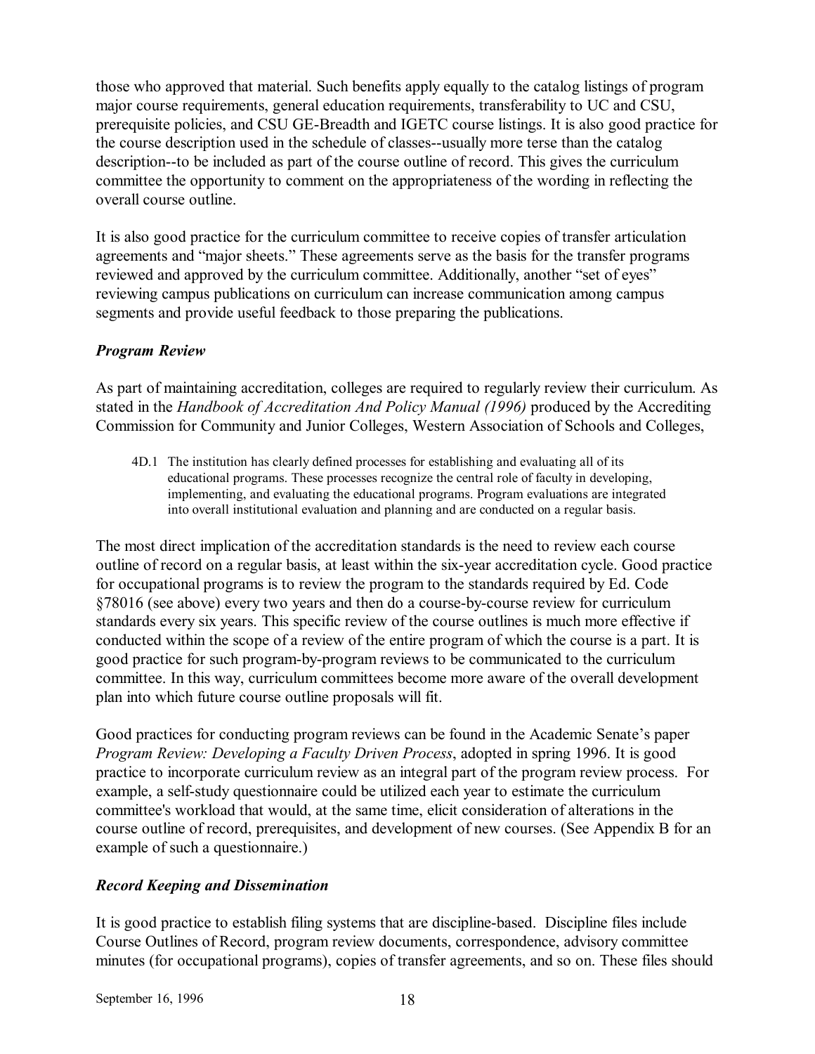those who approved that material. Such benefits apply equally to the catalog listings of program major course requirements, general education requirements, transferability to UC and CSU, prerequisite policies, and CSU GE-Breadth and IGETC course listings. It is also good practice for the course description used in the schedule of classes--usually more terse than the catalog description--to be included as part of the course outline of record. This gives the curriculum committee the opportunity to comment on the appropriateness of the wording in reflecting the overall course outline.

It is also good practice for the curriculum committee to receive copies of transfer articulation agreements and "major sheets." These agreements serve as the basis for the transfer programs reviewed and approved by the curriculum committee. Additionally, another "set of eyes" reviewing campus publications on curriculum can increase communication among campus segments and provide useful feedback to those preparing the publications.

### *Program Review*

As part of maintaining accreditation, colleges are required to regularly review their curriculum. As stated in the *Handbook of Accreditation And Policy Manual (1996)* produced by the Accrediting Commission for Community and Junior Colleges, Western Association of Schools and Colleges,

> 4D.1 The institution has clearly defined processes for establishing and evaluating all of its educational programs. These processes recognize the central role of faculty in developing, implementing, and evaluating the educational programs. Program evaluations are integrated into overall institutional evaluation and planning and are conducted on a regular basis.

The most direct implication of the accreditation standards is the need to review each course outline of record on a regular basis, at least within the six-year accreditation cycle. Good practice for occupational programs is to review the program to the standards required by Ed. Code §78016 (see above) every two years and then do a course-by-course review for curriculum standards every six years. This specific review of the course outlines is much more effective if conducted within the scope of a review of the entire program of which the course is a part. It is good practice for such program-by-program reviews to be communicated to the curriculum committee. In this way, curriculum committees become more aware of the overall development plan into which future course outline proposals will fit.

Good practices for conducting program reviews can be found in the Academic Senate's paper *Program Review: Developing a Faculty Driven Process*, adopted in spring 1996. It is good practice to incorporate curriculum review as an integral part of the program review process. For example, a self-study questionnaire could be utilized each year to estimate the curriculum committee's workload that would, at the same time, elicit consideration of alterations in the course outline of record, prerequisites, and development of new courses. (See Appendix B for an example of such a questionnaire.)

### *Record Keeping and Dissemination*

It is good practice to establish filing systems that are discipline-based. Discipline files include Course Outlines of Record, program review documents, correspondence, advisory committee minutes (for occupational programs), copies of transfer agreements, and so on. These files should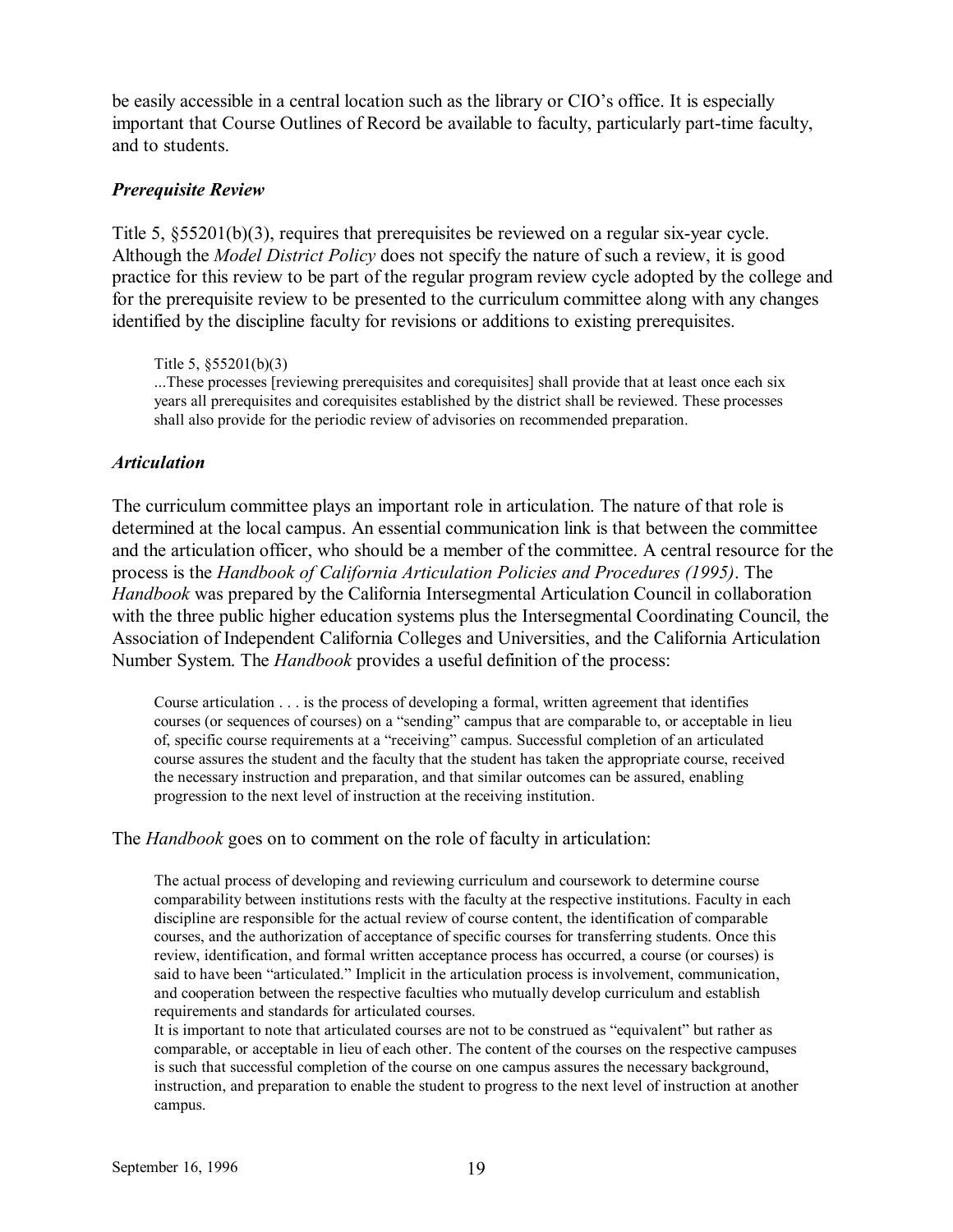be easily accessible in a central location such as the library or CIO's office. It is especially important that Course Outlines of Record be available to faculty, particularly part-time faculty, and to students.

### *Prerequisite Review*

Title 5, §55201(b)(3), requires that prerequisites be reviewed on a regular six-year cycle. Although the *Model District Policy* does not specify the nature of such a review, it is good practice for this review to be part of the regular program review cycle adopted by the college and for the prerequisite review to be presented to the curriculum committee along with any changes identified by the discipline faculty for revisions or additions to existing prerequisites.

> Title 5, §55201(b)(3)
> ...These processes [reviewing prerequisites and corequisites] shall provide that at least once each six years all prerequisites and corequisites established by the district shall be reviewed. These processes shall also provide for the periodic review of advisories on recommended preparation.

### *Articulation*

The curriculum committee plays an important role in articulation. The nature of that role is determined at the local campus. An essential communication link is that between the committee and the articulation officer, who should be a member of the committee. A central resource for the process is the *Handbook of California Articulation Policies and Procedures (1995)*. The *Handbook* was prepared by the California Intersegmental Articulation Council in collaboration with the three public higher education systems plus the Intersegmental Coordinating Council, the Association of Independent California Colleges and Universities, and the California Articulation Number System. The *Handbook* provides a useful definition of the process:

> Course articulation . . . is the process of developing a formal, written agreement that identifies courses (or sequences of courses) on a "sending" campus that are comparable to, or acceptable in lieu of, specific course requirements at a "receiving" campus. Successful completion of an articulated course assures the student and the faculty that the student has taken the appropriate course, received the necessary instruction and preparation, and that similar outcomes can be assured, enabling progression to the next level of instruction at the receiving institution.

The *Handbook* goes on to comment on the role of faculty in articulation:

> The actual process of developing and reviewing curriculum and coursework to determine course comparability between institutions rests with the faculty at the respective institutions. Faculty in each discipline are responsible for the actual review of course content, the identification of comparable courses, and the authorization of acceptance of specific courses for transferring students. Once this review, identification, and formal written acceptance process has occurred, a course (or courses) is said to have been "articulated." Implicit in the articulation process is involvement, communication, and cooperation between the respective faculties who mutually develop curriculum and establish requirements and standards for articulated courses.
>
> It is important to note that articulated courses are not to be construed as "equivalent" but rather as comparable, or acceptable in lieu of each other. The content of the courses on the respective campuses is such that successful completion of the course on one campus assures the necessary background, instruction, and preparation to enable the student to progress to the next level of instruction at another campus.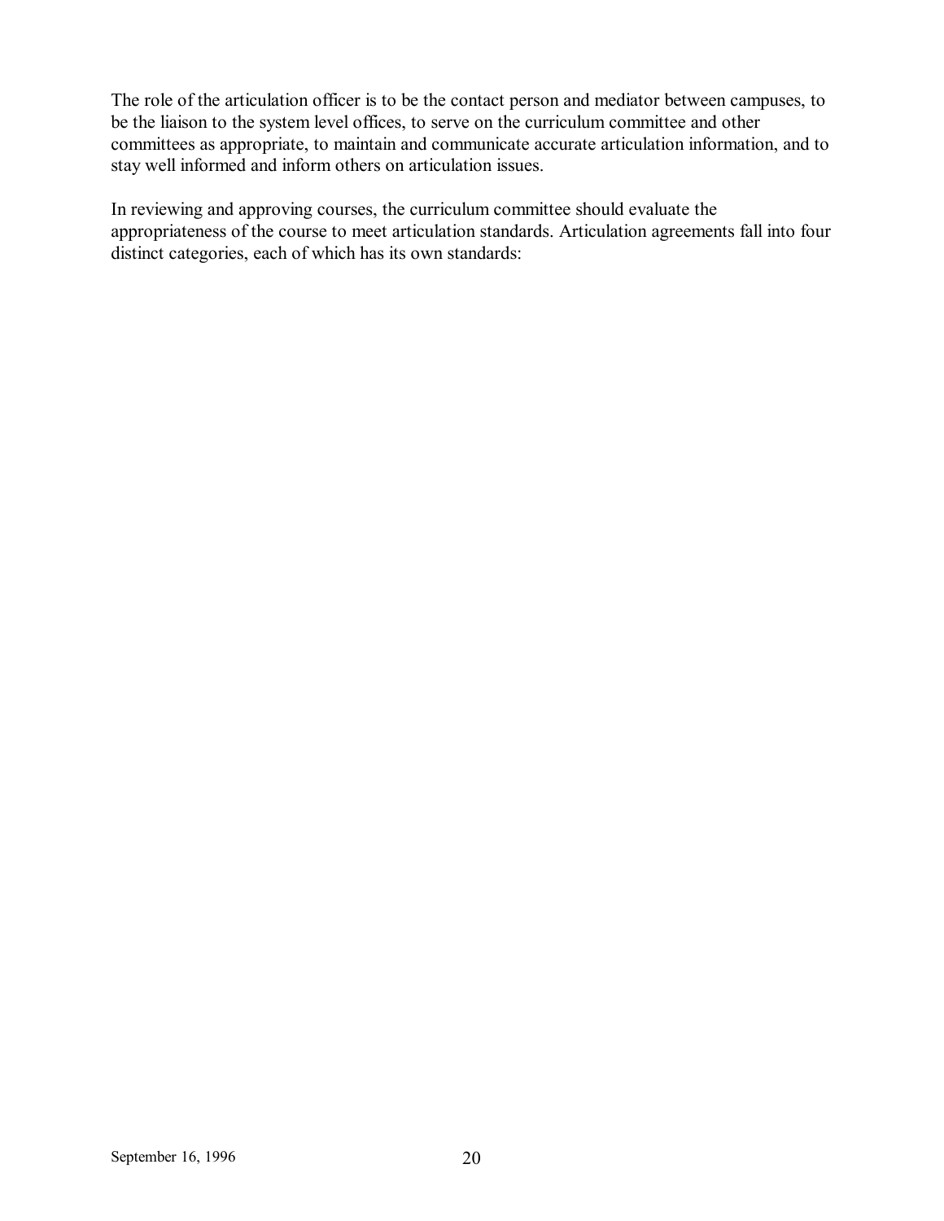The role of the articulation officer is to be the contact person and mediator between campuses, to be the liaison to the system level offices, to serve on the curriculum committee and other committees as appropriate, to maintain and communicate accurate articulation information, and to stay well informed and inform others on articulation issues.

In reviewing and approving courses, the curriculum committee should evaluate the appropriateness of the course to meet articulation standards. Articulation agreements fall into four distinct categories, each of which has its own standards: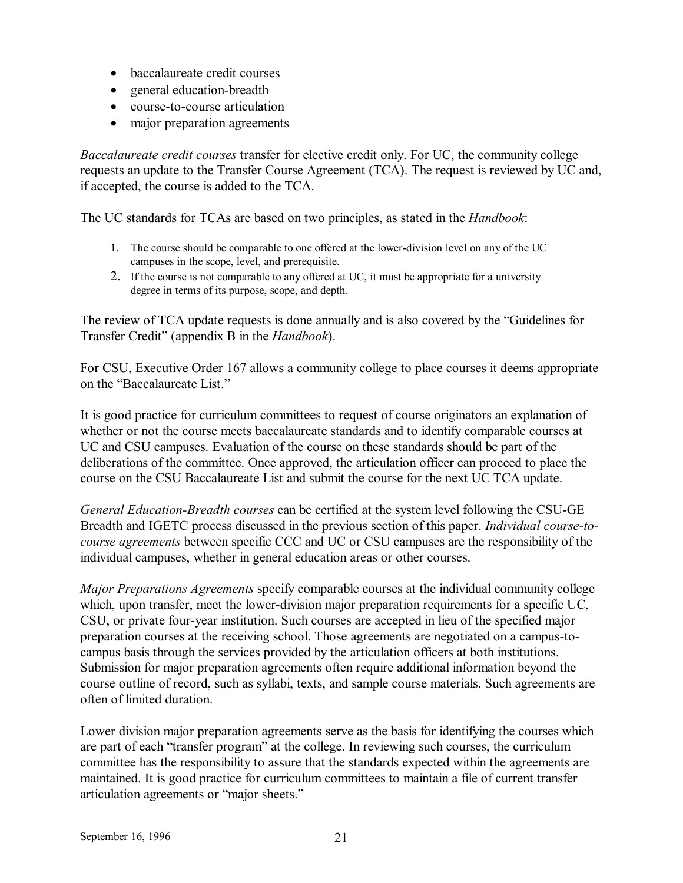- baccalaureate credit courses
- general education-breadth
- course-to-course articulation
- major preparation agreements

*Baccalaureate credit courses* transfer for elective credit only. For UC, the community college requests an update to the Transfer Course Agreement (TCA). The request is reviewed by UC and, if accepted, the course is added to the TCA.

The UC standards for TCAs are based on two principles, as stated in the *Handbook*:

1. The course should be comparable to one offered at the lower-division level on any of the UC campuses in the scope, level, and prerequisite.
2. If the course is not comparable to any offered at UC, it must be appropriate for a university degree in terms of its purpose, scope, and depth.

The review of TCA update requests is done annually and is also covered by the "Guidelines for Transfer Credit" (appendix B in the *Handbook*).

For CSU, Executive Order 167 allows a community college to place courses it deems appropriate on the "Baccalaureate List."

It is good practice for curriculum committees to request of course originators an explanation of whether or not the course meets baccalaureate standards and to identify comparable courses at UC and CSU campuses. Evaluation of the course on these standards should be part of the deliberations of the committee. Once approved, the articulation officer can proceed to place the course on the CSU Baccalaureate List and submit the course for the next UC TCA update.

*General Education-Breadth courses* can be certified at the system level following the CSU-GE Breadth and IGETC process discussed in the previous section of this paper. *Individual course-to-course agreements* between specific CCC and UC or CSU campuses are the responsibility of the individual campuses, whether in general education areas or other courses.

*Major Preparations Agreements* specify comparable courses at the individual community college which, upon transfer, meet the lower-division major preparation requirements for a specific UC, CSU, or private four-year institution. Such courses are accepted in lieu of the specified major preparation courses at the receiving school. Those agreements are negotiated on a campus-to-campus basis through the services provided by the articulation officers at both institutions. Submission for major preparation agreements often require additional information beyond the course outline of record, such as syllabi, texts, and sample course materials. Such agreements are often of limited duration.

Lower division major preparation agreements serve as the basis for identifying the courses which are part of each "transfer program" at the college. In reviewing such courses, the curriculum committee has the responsibility to assure that the standards expected within the agreements are maintained. It is good practice for curriculum committees to maintain a file of current transfer articulation agreements or "major sheets."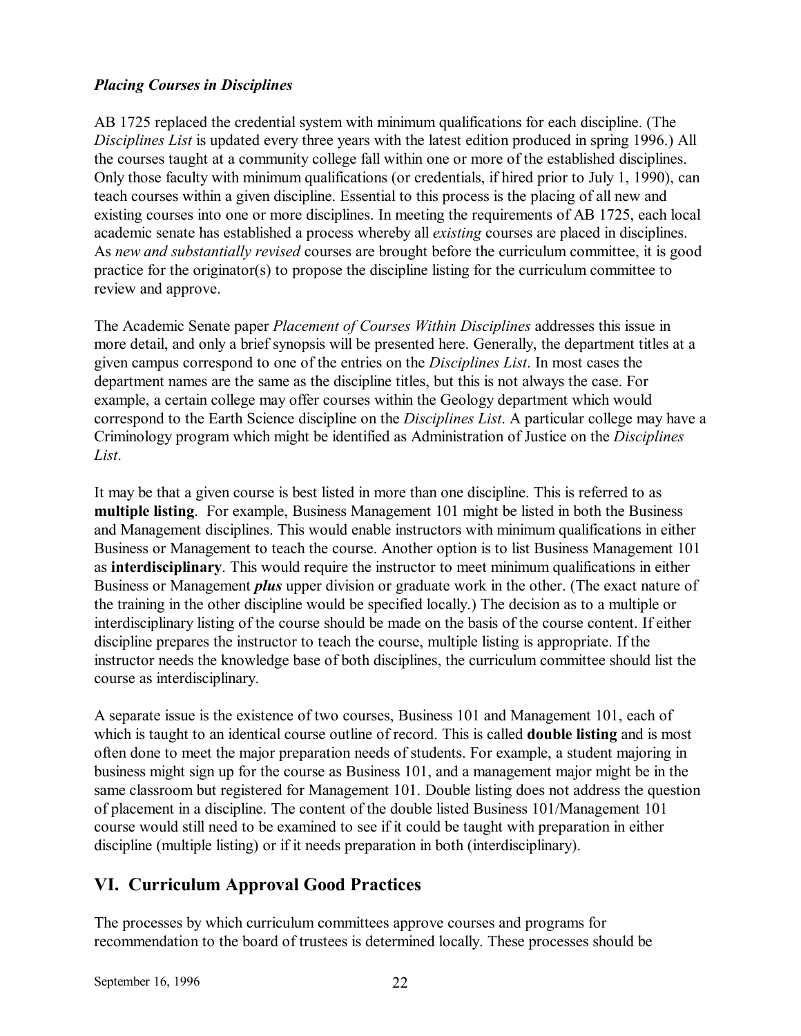### *Placing Courses in Disciplines*

AB 1725 replaced the credential system with minimum qualifications for each discipline. (The *Disciplines List* is updated every three years with the latest edition produced in spring 1996.) All the courses taught at a community college fall within one or more of the established disciplines. Only those faculty with minimum qualifications (or credentials, if hired prior to July 1, 1990), can teach courses within a given discipline. Essential to this process is the placing of all new and existing courses into one or more disciplines. In meeting the requirements of AB 1725, each local academic senate has established a process whereby all *existing* courses are placed in disciplines. As *new and substantially revised* courses are brought before the curriculum committee, it is good practice for the originator(s) to propose the discipline listing for the curriculum committee to review and approve.

The Academic Senate paper *Placement of Courses Within Disciplines* addresses this issue in more detail, and only a brief synopsis will be presented here. Generally, the department titles at a given campus correspond to one of the entries on the *Disciplines List*. In most cases the department names are the same as the discipline titles, but this is not always the case. For example, a certain college may offer courses within the Geology department which would correspond to the Earth Science discipline on the *Disciplines List*. A particular college may have a Criminology program which might be identified as Administration of Justice on the *Disciplines List*.

It may be that a given course is best listed in more than one discipline. This is referred to as **multiple listing**. For example, Business Management 101 might be listed in both the Business and Management disciplines. This would enable instructors with minimum qualifications in either Business or Management to teach the course. Another option is to list Business Management 101 as **interdisciplinary**. This would require the instructor to meet minimum qualifications in either Business or Management ***plus*** upper division or graduate work in the other. (The exact nature of the training in the other discipline would be specified locally.) The decision as to a multiple or interdisciplinary listing of the course should be made on the basis of the course content. If either discipline prepares the instructor to teach the course, multiple listing is appropriate. If the instructor needs the knowledge base of both disciplines, the curriculum committee should list the course as interdisciplinary.

A separate issue is the existence of two courses, Business 101 and Management 101, each of which is taught to an identical course outline of record. This is called **double listing** and is most often done to meet the major preparation needs of students. For example, a student majoring in business might sign up for the course as Business 101, and a management major might be in the same classroom but registered for Management 101. Double listing does not address the question of placement in a discipline. The content of the double listed Business 101/Management 101 course would still need to be examined to see if it could be taught with preparation in either discipline (multiple listing) or if it needs preparation in both (interdisciplinary).

## VI. Curriculum Approval Good Practices

The processes by which curriculum committees approve courses and programs for recommendation to the board of trustees is determined locally. These processes should be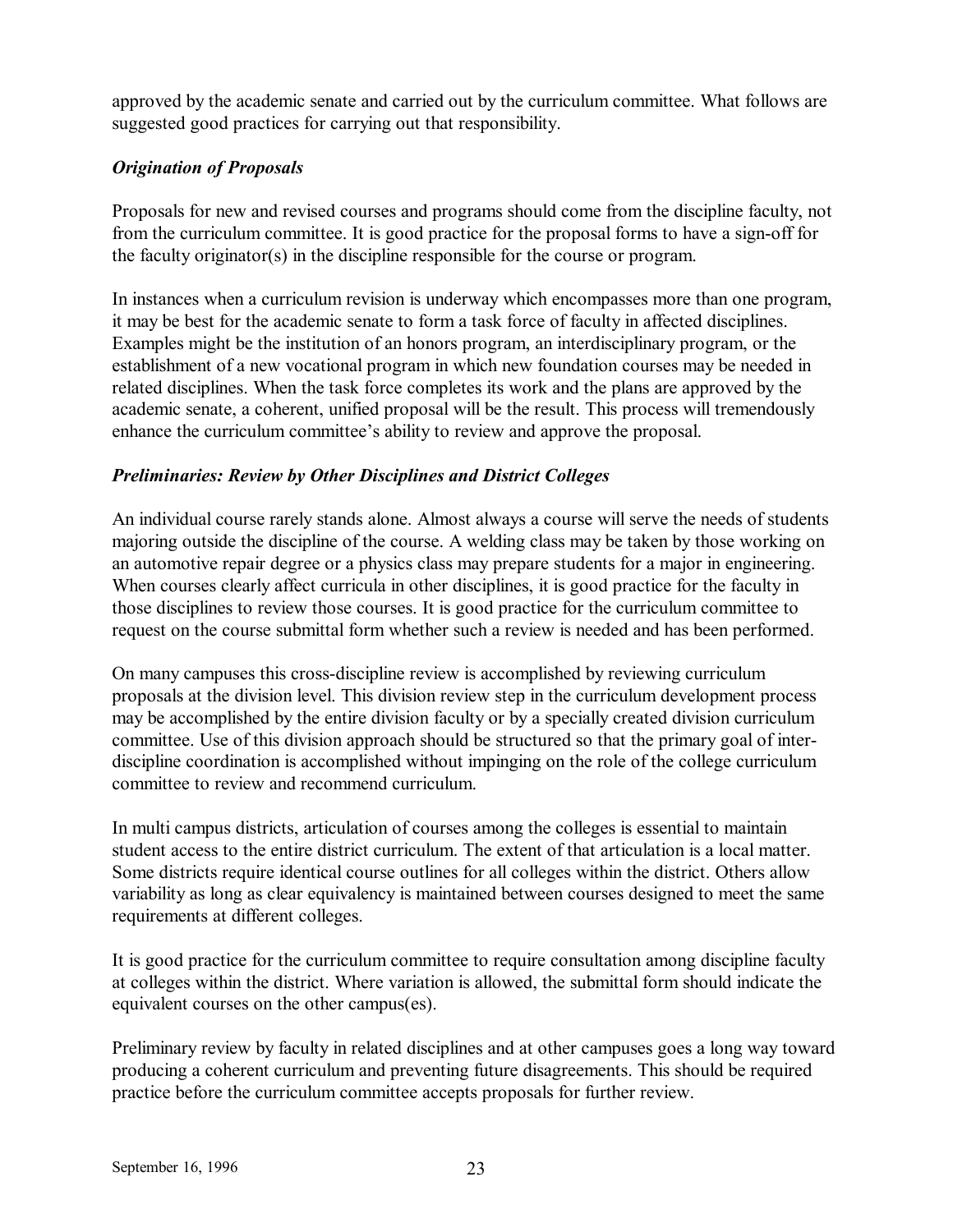approved by the academic senate and carried out by the curriculum committee. What follows are suggested good practices for carrying out that responsibility.

### *Origination of Proposals*

Proposals for new and revised courses and programs should come from the discipline faculty, not from the curriculum committee. It is good practice for the proposal forms to have a sign-off for the faculty originator(s) in the discipline responsible for the course or program.

In instances when a curriculum revision is underway which encompasses more than one program, it may be best for the academic senate to form a task force of faculty in affected disciplines. Examples might be the institution of an honors program, an interdisciplinary program, or the establishment of a new vocational program in which new foundation courses may be needed in related disciplines. When the task force completes its work and the plans are approved by the academic senate, a coherent, unified proposal will be the result. This process will tremendously enhance the curriculum committee's ability to review and approve the proposal.

### *Preliminaries: Review by Other Disciplines and District Colleges*

An individual course rarely stands alone. Almost always a course will serve the needs of students majoring outside the discipline of the course. A welding class may be taken by those working on an automotive repair degree or a physics class may prepare students for a major in engineering. When courses clearly affect curricula in other disciplines, it is good practice for the faculty in those disciplines to review those courses. It is good practice for the curriculum committee to request on the course submittal form whether such a review is needed and has been performed.

On many campuses this cross-discipline review is accomplished by reviewing curriculum proposals at the division level. This division review step in the curriculum development process may be accomplished by the entire division faculty or by a specially created division curriculum committee. Use of this division approach should be structured so that the primary goal of inter-discipline coordination is accomplished without impinging on the role of the college curriculum committee to review and recommend curriculum.

In multi campus districts, articulation of courses among the colleges is essential to maintain student access to the entire district curriculum. The extent of that articulation is a local matter. Some districts require identical course outlines for all colleges within the district. Others allow variability as long as clear equivalency is maintained between courses designed to meet the same requirements at different colleges.

It is good practice for the curriculum committee to require consultation among discipline faculty at colleges within the district. Where variation is allowed, the submittal form should indicate the equivalent courses on the other campus(es).

Preliminary review by faculty in related disciplines and at other campuses goes a long way toward producing a coherent curriculum and preventing future disagreements. This should be required practice before the curriculum committee accepts proposals for further review.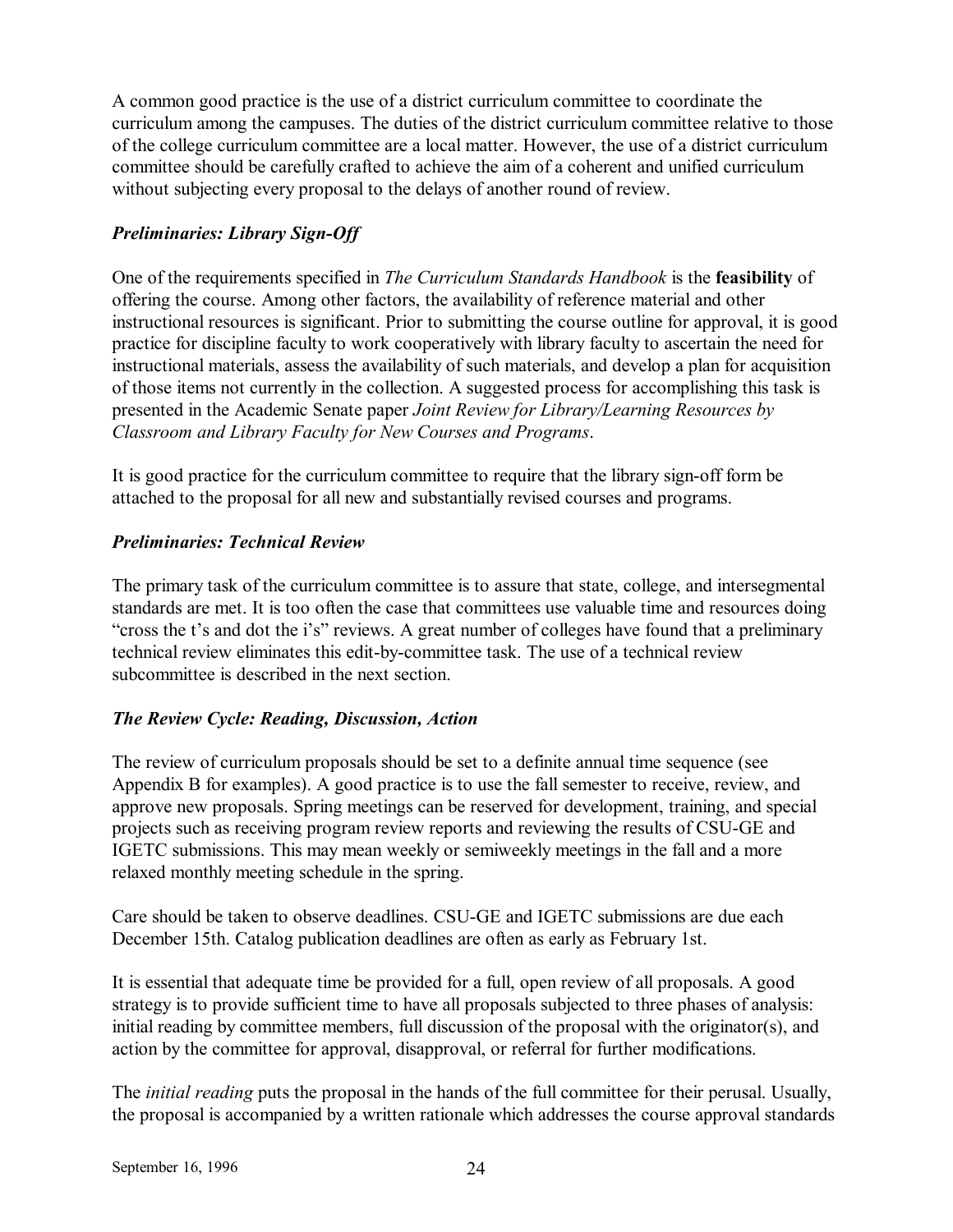A common good practice is the use of a district curriculum committee to coordinate the curriculum among the campuses. The duties of the district curriculum committee relative to those of the college curriculum committee are a local matter. However, the use of a district curriculum committee should be carefully crafted to achieve the aim of a coherent and unified curriculum without subjecting every proposal to the delays of another round of review.

### *Preliminaries: Library Sign-Off*

One of the requirements specified in *The Curriculum Standards Handbook* is the **feasibility** of offering the course. Among other factors, the availability of reference material and other instructional resources is significant. Prior to submitting the course outline for approval, it is good practice for discipline faculty to work cooperatively with library faculty to ascertain the need for instructional materials, assess the availability of such materials, and develop a plan for acquisition of those items not currently in the collection. A suggested process for accomplishing this task is presented in the Academic Senate paper *Joint Review for Library/Learning Resources by Classroom and Library Faculty for New Courses and Programs*.

It is good practice for the curriculum committee to require that the library sign-off form be attached to the proposal for all new and substantially revised courses and programs.

### *Preliminaries: Technical Review*

The primary task of the curriculum committee is to assure that state, college, and intersegmental standards are met. It is too often the case that committees use valuable time and resources doing "cross the t's and dot the i's" reviews. A great number of colleges have found that a preliminary technical review eliminates this edit-by-committee task. The use of a technical review subcommittee is described in the next section.

### *The Review Cycle: Reading, Discussion, Action*

The review of curriculum proposals should be set to a definite annual time sequence (see Appendix B for examples). A good practice is to use the fall semester to receive, review, and approve new proposals. Spring meetings can be reserved for development, training, and special projects such as receiving program review reports and reviewing the results of CSU-GE and IGETC submissions. This may mean weekly or semiweekly meetings in the fall and a more relaxed monthly meeting schedule in the spring.

Care should be taken to observe deadlines. CSU-GE and IGETC submissions are due each December 15th. Catalog publication deadlines are often as early as February 1st.

It is essential that adequate time be provided for a full, open review of all proposals. A good strategy is to provide sufficient time to have all proposals subjected to three phases of analysis: initial reading by committee members, full discussion of the proposal with the originator(s), and action by the committee for approval, disapproval, or referral for further modifications.

The *initial reading* puts the proposal in the hands of the full committee for their perusal. Usually, the proposal is accompanied by a written rationale which addresses the course approval standards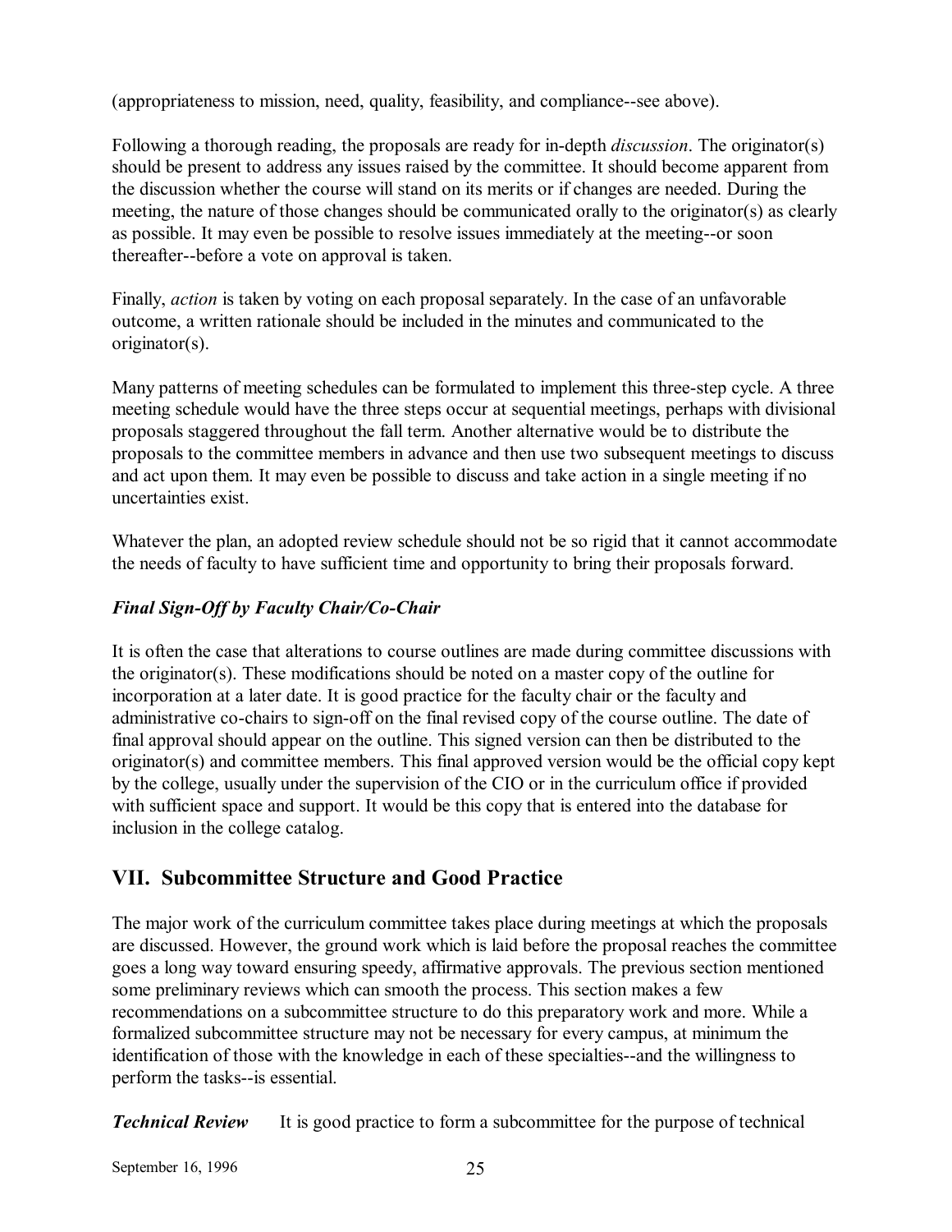(appropriateness to mission, need, quality, feasibility, and compliance--see above).

Following a thorough reading, the proposals are ready for in-depth *discussion*. The originator(s) should be present to address any issues raised by the committee. It should become apparent from the discussion whether the course will stand on its merits or if changes are needed. During the meeting, the nature of those changes should be communicated orally to the originator(s) as clearly as possible. It may even be possible to resolve issues immediately at the meeting--or soon thereafter--before a vote on approval is taken.

Finally, *action* is taken by voting on each proposal separately. In the case of an unfavorable outcome, a written rationale should be included in the minutes and communicated to the originator(s).

Many patterns of meeting schedules can be formulated to implement this three-step cycle. A three meeting schedule would have the three steps occur at sequential meetings, perhaps with divisional proposals staggered throughout the fall term. Another alternative would be to distribute the proposals to the committee members in advance and then use two subsequent meetings to discuss and act upon them. It may even be possible to discuss and take action in a single meeting if no uncertainties exist.

Whatever the plan, an adopted review schedule should not be so rigid that it cannot accommodate the needs of faculty to have sufficient time and opportunity to bring their proposals forward.

### *Final Sign-Off by Faculty Chair/Co-Chair*

It is often the case that alterations to course outlines are made during committee discussions with the originator(s). These modifications should be noted on a master copy of the outline for incorporation at a later date. It is good practice for the faculty chair or the faculty and administrative co-chairs to sign-off on the final revised copy of the course outline. The date of final approval should appear on the outline. This signed version can then be distributed to the originator(s) and committee members. This final approved version would be the official copy kept by the college, usually under the supervision of the CIO or in the curriculum office if provided with sufficient space and support. It would be this copy that is entered into the database for inclusion in the college catalog.

## VII. Subcommittee Structure and Good Practice

The major work of the curriculum committee takes place during meetings at which the proposals are discussed. However, the ground work which is laid before the proposal reaches the committee goes a long way toward ensuring speedy, affirmative approvals. The previous section mentioned some preliminary reviews which can smooth the process. This section makes a few recommendations on a subcommittee structure to do this preparatory work and more. While a formalized subcommittee structure may not be necessary for every campus, at minimum the identification of those with the knowledge in each of these specialties--and the willingness to perform the tasks--is essential.

***Technical Review*** It is good practice to form a subcommittee for the purpose of technical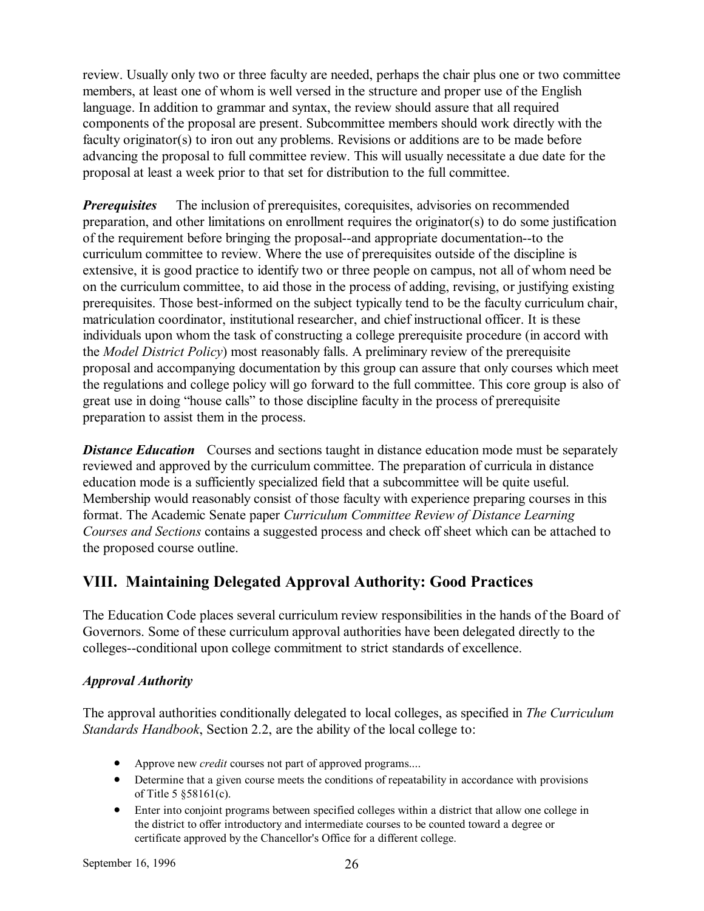review. Usually only two or three faculty are needed, perhaps the chair plus one or two committee members, at least one of whom is well versed in the structure and proper use of the English language. In addition to grammar and syntax, the review should assure that all required components of the proposal are present. Subcommittee members should work directly with the faculty originator(s) to iron out any problems. Revisions or additions are to be made before advancing the proposal to full committee review. This will usually necessitate a due date for the proposal at least a week prior to that set for distribution to the full committee.

***Prerequisites*** The inclusion of prerequisites, corequisites, advisories on recommended preparation, and other limitations on enrollment requires the originator(s) to do some justification of the requirement before bringing the proposal--and appropriate documentation--to the curriculum committee to review. Where the use of prerequisites outside of the discipline is extensive, it is good practice to identify two or three people on campus, not all of whom need be on the curriculum committee, to aid those in the process of adding, revising, or justifying existing prerequisites. Those best-informed on the subject typically tend to be the faculty curriculum chair, matriculation coordinator, institutional researcher, and chief instructional officer. It is these individuals upon whom the task of constructing a college prerequisite procedure (in accord with the *Model District Policy*) most reasonably falls. A preliminary review of the prerequisite proposal and accompanying documentation by this group can assure that only courses which meet the regulations and college policy will go forward to the full committee. This core group is also of great use in doing "house calls" to those discipline faculty in the process of prerequisite preparation to assist them in the process.

***Distance Education*** Courses and sections taught in distance education mode must be separately reviewed and approved by the curriculum committee. The preparation of curricula in distance education mode is a sufficiently specialized field that a subcommittee will be quite useful. Membership would reasonably consist of those faculty with experience preparing courses in this format. The Academic Senate paper *Curriculum Committee Review of Distance Learning Courses and Sections* contains a suggested process and check off sheet which can be attached to the proposed course outline.

## VIII. Maintaining Delegated Approval Authority: Good Practices

The Education Code places several curriculum review responsibilities in the hands of the Board of Governors. Some of these curriculum approval authorities have been delegated directly to the colleges--conditional upon college commitment to strict standards of excellence.

### *Approval Authority*

The approval authorities conditionally delegated to local colleges, as specified in *The Curriculum Standards Handbook*, Section 2.2, are the ability of the local college to:

- Approve new *credit* courses not part of approved programs....
- Determine that a given course meets the conditions of repeatability in accordance with provisions of Title 5 §58161(c).
- Enter into conjoint programs between specified colleges within a district that allow one college in the district to offer introductory and intermediate courses to be counted toward a degree or certificate approved by the Chancellor's Office for a different college.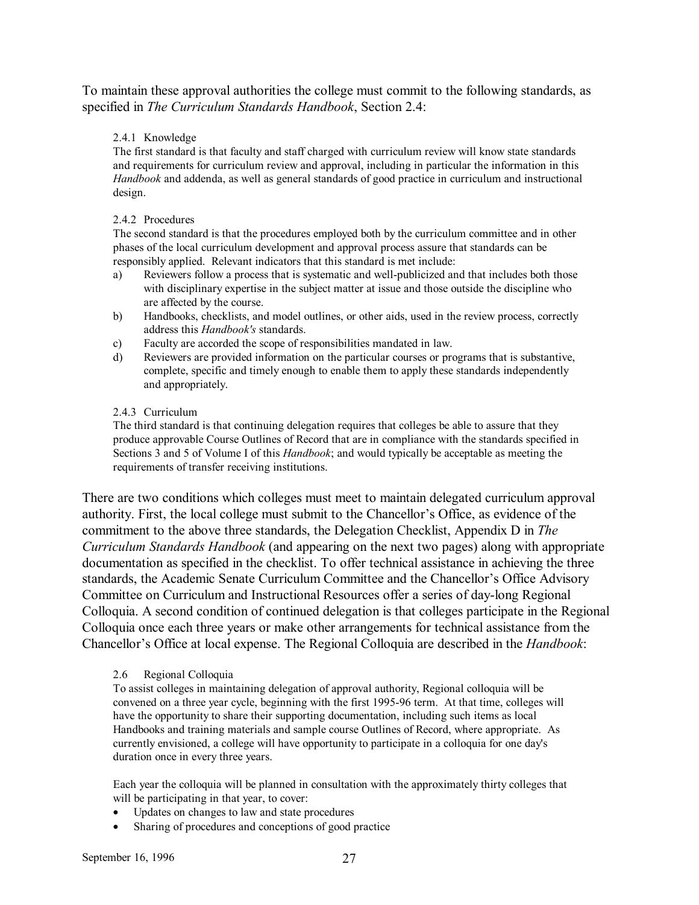To maintain these approval authorities the college must commit to the following standards, as specified in *The Curriculum Standards Handbook*, Section 2.4:

> 2.4.1 Knowledge
>
> The first standard is that faculty and staff charged with curriculum review will know state standards and requirements for curriculum review and approval, including in particular the information in this *Handbook* and addenda, as well as general standards of good practice in curriculum and instructional design.
>
> 2.4.2 Procedures
>
> The second standard is that the procedures employed both by the curriculum committee and in other phases of the local curriculum development and approval process assure that standards can be responsibly applied. Relevant indicators that this standard is met include:
>
> a) Reviewers follow a process that is systematic and well-publicized and that includes both those with disciplinary expertise in the subject matter at issue and those outside the discipline who are affected by the course.
>
> b) Handbooks, checklists, and model outlines, or other aids, used in the review process, correctly address this *Handbook's* standards.
>
> c) Faculty are accorded the scope of responsibilities mandated in law.
>
> d) Reviewers are provided information on the particular courses or programs that is substantive, complete, specific and timely enough to enable them to apply these standards independently and appropriately.
>
> 2.4.3 Curriculum
>
> The third standard is that continuing delegation requires that colleges be able to assure that they produce approvable Course Outlines of Record that are in compliance with the standards specified in Sections 3 and 5 of Volume I of this *Handbook*; and would typically be acceptable as meeting the requirements of transfer receiving institutions.

There are two conditions which colleges must meet to maintain delegated curriculum approval authority. First, the local college must submit to the Chancellor's Office, as evidence of the commitment to the above three standards, the Delegation Checklist, Appendix D in *The Curriculum Standards Handbook* (and appearing on the next two pages) along with appropriate documentation as specified in the checklist. To offer technical assistance in achieving the three standards, the Academic Senate Curriculum Committee and the Chancellor's Office Advisory Committee on Curriculum and Instructional Resources offer a series of day-long Regional Colloquia. A second condition of continued delegation is that colleges participate in the Regional Colloquia once each three years or make other arrangements for technical assistance from the Chancellor's Office at local expense. The Regional Colloquia are described in the *Handbook*:

> 2.6 Regional Colloquia
>
> To assist colleges in maintaining delegation of approval authority, Regional colloquia will be convened on a three year cycle, beginning with the first 1995-96 term. At that time, colleges will have the opportunity to share their supporting documentation, including such items as local Handbooks and training materials and sample course Outlines of Record, where appropriate. As currently envisioned, a college will have opportunity to participate in a colloquia for one day's duration once in every three years.
>
> Each year the colloquia will be planned in consultation with the approximately thirty colleges that will be participating in that year, to cover:
>
> - Updates on changes to law and state procedures
> - Sharing of procedures and conceptions of good practice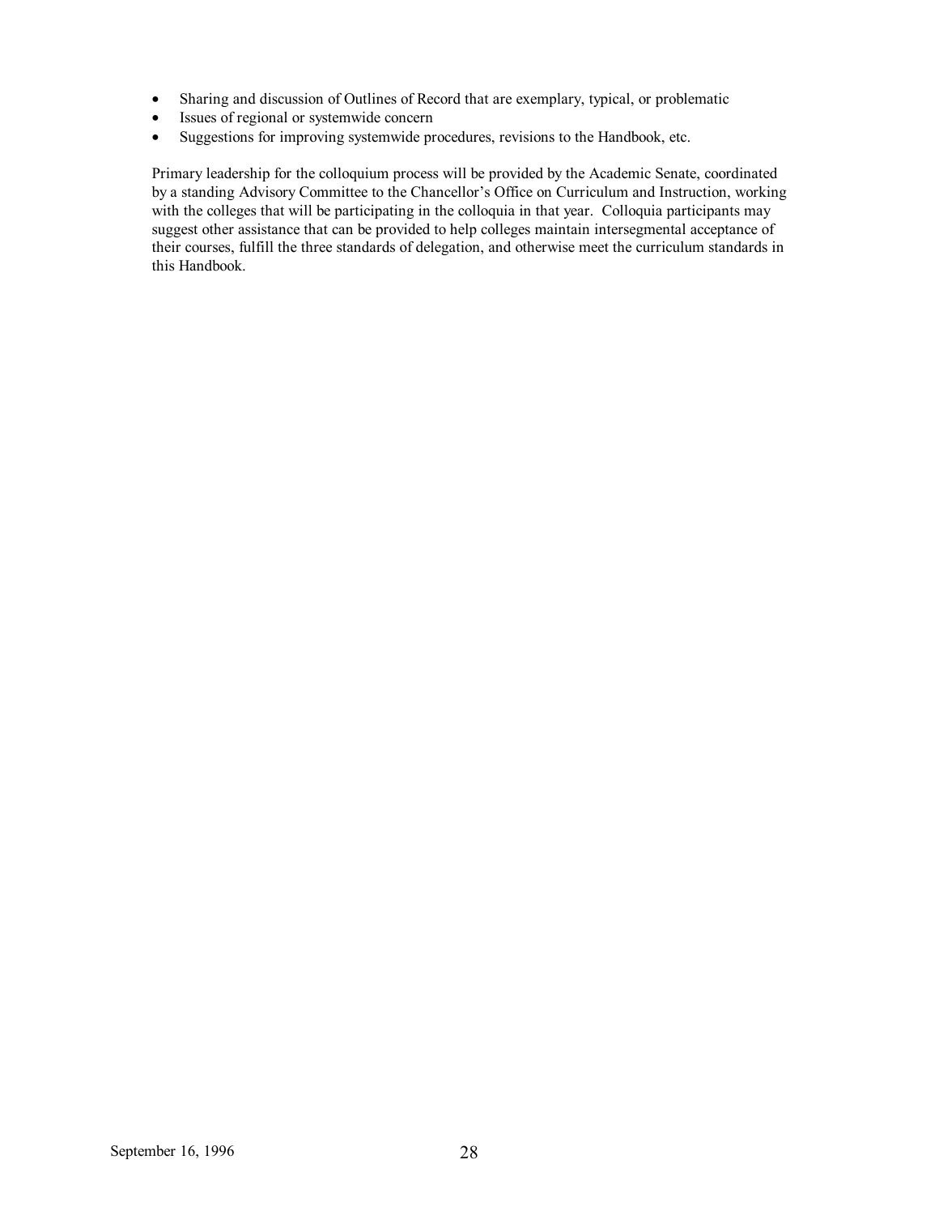- Sharing and discussion of Outlines of Record that are exemplary, typical, or problematic
- Issues of regional or systemwide concern
- Suggestions for improving systemwide procedures, revisions to the Handbook, etc.

Primary leadership for the colloquium process will be provided by the Academic Senate, coordinated by a standing Advisory Committee to the Chancellor's Office on Curriculum and Instruction, working with the colleges that will be participating in the colloquia in that year. Colloquia participants may suggest other assistance that can be provided to help colleges maintain intersegmental acceptance of their courses, fulfill the three standards of delegation, and otherwise meet the curriculum standards in this Handbook.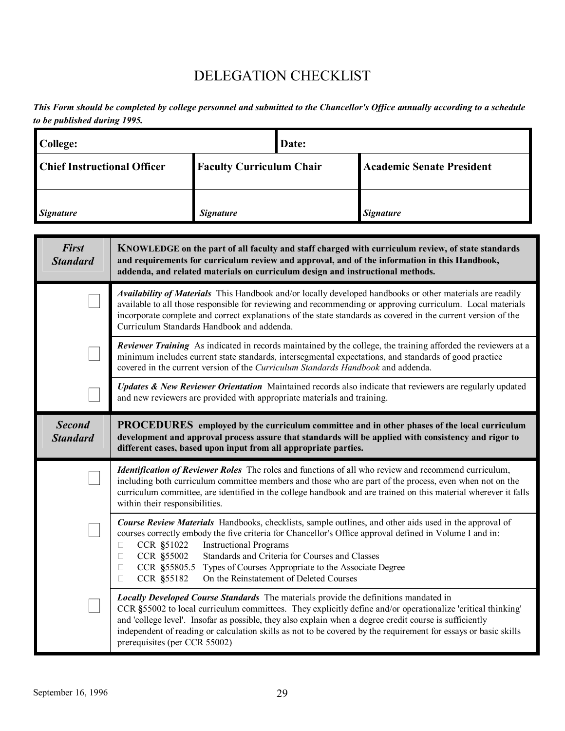# DELEGATION CHECKLIST

***This Form should be completed by college personnel and submitted to the Chancellor's Office annually according to a schedule to be published during 1995.***

| **College:** | | **Date:** |
|---|---|---|
| **Chief Instructional Officer** | **Faculty Curriculum Chair** | **Academic Senate President** |
| ***Signature*** | ***Signature*** | ***Signature*** |

| ***First Standard*** | **KNOWLEDGE on the part of all faculty and staff charged with curriculum review, of state standards and requirements for curriculum review and approval, and of the information in this Handbook, addenda, and related materials on curriculum design and instructional methods.** |
|---|---|
| ☐ | ***Availability of Materials*** This Handbook and/or locally developed handbooks or other materials are readily available to all those responsible for reviewing and recommending or approving curriculum. Local materials incorporate complete and correct explanations of the state standards as covered in the current version of the Curriculum Standards Handbook and addenda. |
| ☐ | ***Reviewer Training*** As indicated in records maintained by the college, the training afforded the reviewers at a minimum includes current state standards, intersegmental expectations, and standards of good practice covered in the current version of the *Curriculum Standards Handbook* and addenda. |
| ☐ | ***Updates & New Reviewer Orientation*** Maintained records also indicate that reviewers are regularly updated and new reviewers are provided with appropriate materials and training. |
| ***Second Standard*** | **PROCEDURES employed by the curriculum committee and in other phases of the local curriculum development and approval process assure that standards will be applied with consistency and rigor to different cases, based upon input from all appropriate parties.** |
| ☐ | ***Identification of Reviewer Roles*** The roles and functions of all who review and recommend curriculum, including both curriculum committee members and those who are part of the process, even when not on the curriculum committee, are identified in the college handbook and are trained on this material wherever it falls within their responsibilities. |
| ☐ | ***Course Review Materials*** Handbooks, checklists, sample outlines, and other aids used in the approval of courses correctly embody the five criteria for Chancellor's Office approval defined in Volume I and in: <br> ☐ CCR §51022 Instructional Programs <br> ☐ CCR §55002 Standards and Criteria for Courses and Classes <br> ☐ CCR §55805.5 Types of Courses Appropriate to the Associate Degree <br> ☐ CCR §55182 On the Reinstatement of Deleted Courses |
| ☐ | ***Locally Developed Course Standards*** The materials provide the definitions mandated in CCR §55002 to local curriculum committees. They explicitly define and/or operationalize 'critical thinking' and 'college level'. Insofar as possible, they also explain when a degree credit course is sufficiently independent of reading or calculation skills as not to be covered by the requirement for essays or basic skills prerequisites (per CCR 55002) |

September 16, 1996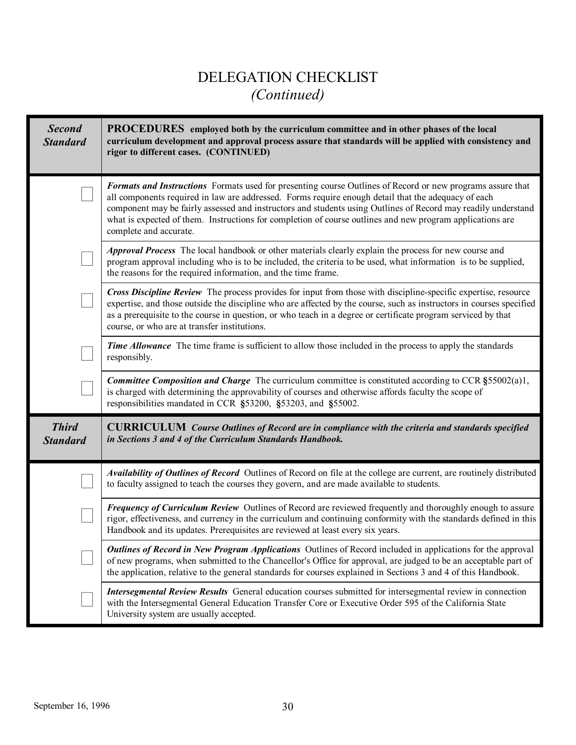# DELEGATION CHECKLIST
## *(Continued)*

| ***Second Standard*** | **PROCEDURES employed both by the curriculum committee and in other phases of the local curriculum development and approval process assure that standards will be applied with consistency and rigor to different cases. (CONTINUED)** |
| --- | --- |
| ☐ | ***Formats and Instructions*** Formats used for presenting course Outlines of Record or new programs assure that all components required in law are addressed. Forms require enough detail that the adequacy of each component may be fairly assessed and instructors and students using Outlines of Record may readily understand what is expected of them. Instructions for completion of course outlines and new program applications are complete and accurate. |
| ☐ | ***Approval Process*** The local handbook or other materials clearly explain the process for new course and program approval including who is to be included, the criteria to be used, what information is to be supplied, the reasons for the required information, and the time frame. |
| ☐ | ***Cross Discipline Review*** The process provides for input from those with discipline-specific expertise, resource expertise, and those outside the discipline who are affected by the course, such as instructors in courses specified as a prerequisite to the course in question, or who teach in a degree or certificate program serviced by that course, or who are at transfer institutions. |
| ☐ | ***Time Allowance*** The time frame is sufficient to allow those included in the process to apply the standards responsibly. |
| ☐ | ***Committee Composition and Charge*** The curriculum committee is constituted according to CCR §55002(a)1, is charged with determining the approvability of courses and otherwise affords faculty the scope of responsibilities mandated in CCR §53200, §53203, and §55002. |
| ***Third Standard*** | **CURRICULUM** ***Course Outlines of Record are in compliance with the criteria and standards specified in Sections 3 and 4 of the Curriculum Standards Handbook.*** |
| ☐ | ***Availability of Outlines of Record*** Outlines of Record on file at the college are current, are routinely distributed to faculty assigned to teach the courses they govern, and are made available to students. |
| ☐ | ***Frequency of Curriculum Review*** Outlines of Record are reviewed frequently and thoroughly enough to assure rigor, effectiveness, and currency in the curriculum and continuing conformity with the standards defined in this Handbook and its updates. Prerequisites are reviewed at least every six years. |
| ☐ | ***Outlines of Record in New Program Applications*** Outlines of Record included in applications for the approval of new programs, when submitted to the Chancellor's Office for approval, are judged to be an acceptable part of the application, relative to the general standards for courses explained in Sections 3 and 4 of this Handbook. |
| ☐ | ***Intersegmental Review Results*** General education courses submitted for intersegmental review in connection with the Intersegmental General Education Transfer Core or Executive Order 595 of the California State University system are usually accepted. |

September 16, 1996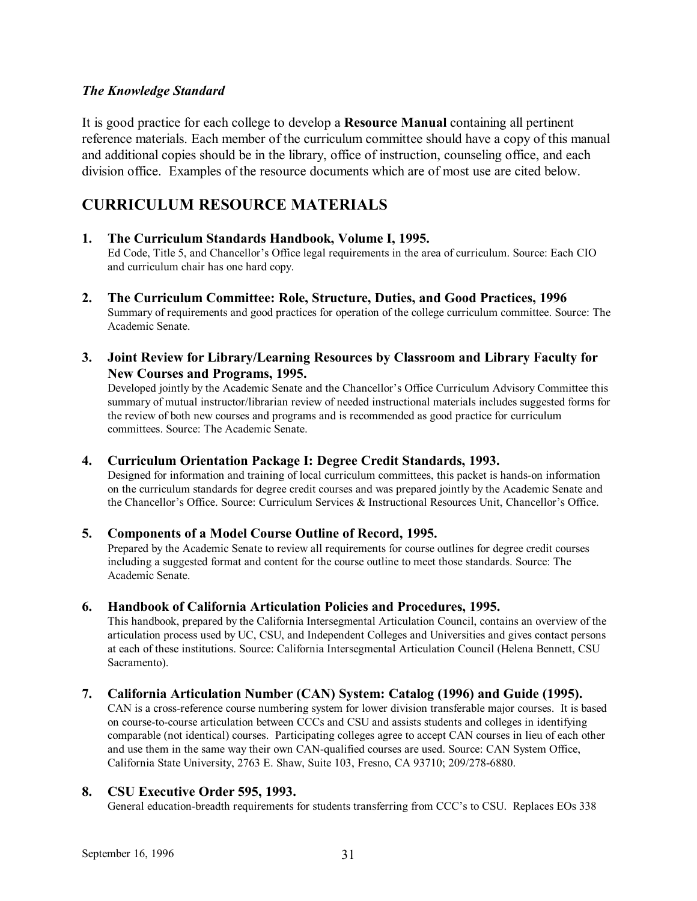*The Knowledge Standard*

It is good practice for each college to develop a **Resource Manual** containing all pertinent reference materials. Each member of the curriculum committee should have a copy of this manual and additional copies should be in the library, office of instruction, counseling office, and each division office. Examples of the resource documents which are of most use are cited below.

## CURRICULUM RESOURCE MATERIALS

1. **The Curriculum Standards Handbook, Volume I, 1995.**
   Ed Code, Title 5, and Chancellor's Office legal requirements in the area of curriculum. Source: Each CIO and curriculum chair has one hard copy.

2. **The Curriculum Committee: Role, Structure, Duties, and Good Practices, 1996**
   Summary of requirements and good practices for operation of the college curriculum committee. Source: The Academic Senate.

3. **Joint Review for Library/Learning Resources by Classroom and Library Faculty for New Courses and Programs, 1995.**
   Developed jointly by the Academic Senate and the Chancellor's Office Curriculum Advisory Committee this summary of mutual instructor/librarian review of needed instructional materials includes suggested forms for the review of both new courses and programs and is recommended as good practice for curriculum committees. Source: The Academic Senate.

4. **Curriculum Orientation Package I: Degree Credit Standards, 1993.**
   Designed for information and training of local curriculum committees, this packet is hands-on information on the curriculum standards for degree credit courses and was prepared jointly by the Academic Senate and the Chancellor's Office. Source: Curriculum Services & Instructional Resources Unit, Chancellor's Office.

5. **Components of a Model Course Outline of Record, 1995.**
   Prepared by the Academic Senate to review all requirements for course outlines for degree credit courses including a suggested format and content for the course outline to meet those standards. Source: The Academic Senate.

6. **Handbook of California Articulation Policies and Procedures, 1995.**
   This handbook, prepared by the California Intersegmental Articulation Council, contains an overview of the articulation process used by UC, CSU, and Independent Colleges and Universities and gives contact persons at each of these institutions. Source: California Intersegmental Articulation Council (Helena Bennett, CSU Sacramento).

7. **California Articulation Number (CAN) System: Catalog (1996) and Guide (1995).**
   CAN is a cross-reference course numbering system for lower division transferable major courses. It is based on course-to-course articulation between CCCs and CSU and assists students and colleges in identifying comparable (not identical) courses. Participating colleges agree to accept CAN courses in lieu of each other and use them in the same way their own CAN-qualified courses are used. Source: CAN System Office, California State University, 2763 E. Shaw, Suite 103, Fresno, CA 93710; 209/278-6880.

8. **CSU Executive Order 595, 1993.**
   General education-breadth requirements for students transferring from CCC's to CSU. Replaces EOs 338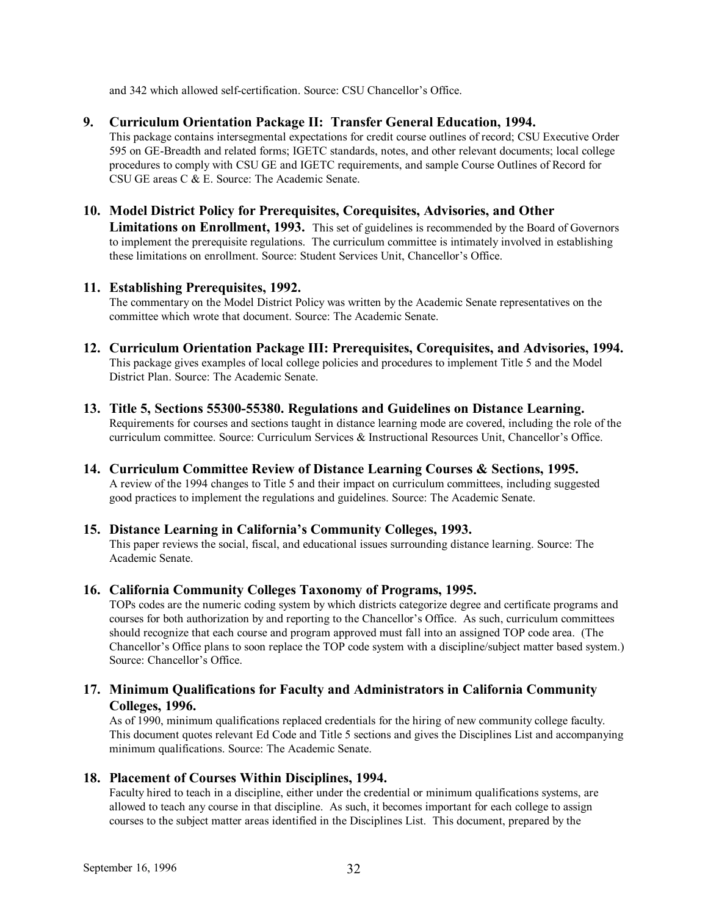and 342 which allowed self-certification. Source: CSU Chancellor's Office.

**9. Curriculum Orientation Package II: Transfer General Education, 1994.**
This package contains intersegmental expectations for credit course outlines of record; CSU Executive Order 595 on GE-Breadth and related forms; IGETC standards, notes, and other relevant documents; local college procedures to comply with CSU GE and IGETC requirements, and sample Course Outlines of Record for CSU GE areas C & E. Source: The Academic Senate.

**10. Model District Policy for Prerequisites, Corequisites, Advisories, and Other Limitations on Enrollment, 1993.** This set of guidelines is recommended by the Board of Governors to implement the prerequisite regulations. The curriculum committee is intimately involved in establishing these limitations on enrollment. Source: Student Services Unit, Chancellor's Office.

**11. Establishing Prerequisites, 1992.**
The commentary on the Model District Policy was written by the Academic Senate representatives on the committee which wrote that document. Source: The Academic Senate.

**12. Curriculum Orientation Package III: Prerequisites, Corequisites, and Advisories, 1994.**
This package gives examples of local college policies and procedures to implement Title 5 and the Model District Plan. Source: The Academic Senate.

**13. Title 5, Sections 55300-55380. Regulations and Guidelines on Distance Learning.**
Requirements for courses and sections taught in distance learning mode are covered, including the role of the curriculum committee. Source: Curriculum Services & Instructional Resources Unit, Chancellor's Office.

**14. Curriculum Committee Review of Distance Learning Courses & Sections, 1995.**
A review of the 1994 changes to Title 5 and their impact on curriculum committees, including suggested good practices to implement the regulations and guidelines. Source: The Academic Senate.

**15. Distance Learning in California's Community Colleges, 1993.**
This paper reviews the social, fiscal, and educational issues surrounding distance learning. Source: The Academic Senate.

**16. California Community Colleges Taxonomy of Programs, 1995.**
TOPs codes are the numeric coding system by which districts categorize degree and certificate programs and courses for both authorization by and reporting to the Chancellor's Office. As such, curriculum committees should recognize that each course and program approved must fall into an assigned TOP code area. (The Chancellor's Office plans to soon replace the TOP code system with a discipline/subject matter based system.) Source: Chancellor's Office.

**17. Minimum Qualifications for Faculty and Administrators in California Community Colleges, 1996.**
As of 1990, minimum qualifications replaced credentials for the hiring of new community college faculty. This document quotes relevant Ed Code and Title 5 sections and gives the Disciplines List and accompanying minimum qualifications. Source: The Academic Senate.

**18. Placement of Courses Within Disciplines, 1994.**
Faculty hired to teach in a discipline, either under the credential or minimum qualifications systems, are allowed to teach any course in that discipline. As such, it becomes important for each college to assign courses to the subject matter areas identified in the Disciplines List. This document, prepared by the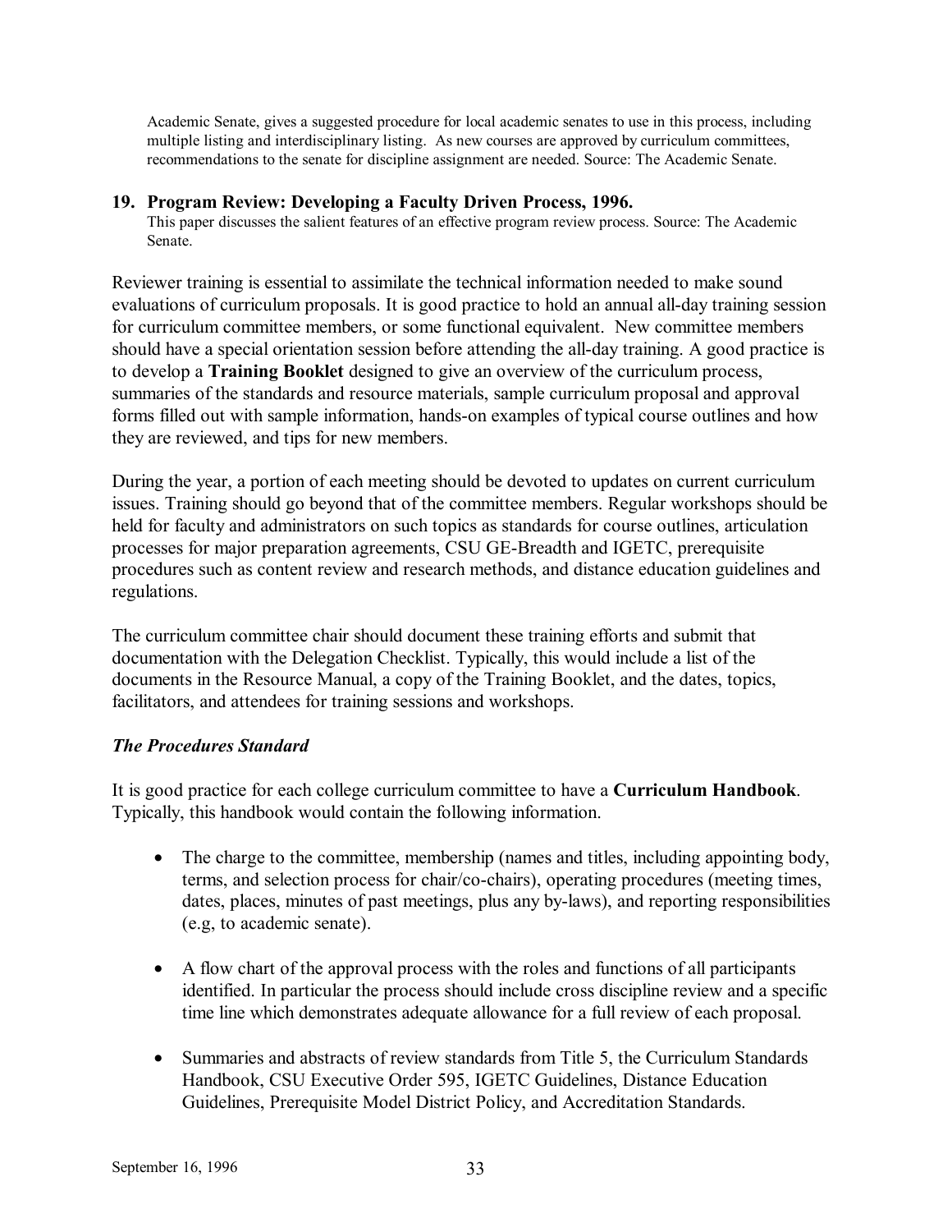Academic Senate, gives a suggested procedure for local academic senates to use in this process, including multiple listing and interdisciplinary listing. As new courses are approved by curriculum committees, recommendations to the senate for discipline assignment are needed. Source: The Academic Senate.

**19. Program Review: Developing a Faculty Driven Process, 1996.**
This paper discusses the salient features of an effective program review process. Source: The Academic Senate.

Reviewer training is essential to assimilate the technical information needed to make sound evaluations of curriculum proposals. It is good practice to hold an annual all-day training session for curriculum committee members, or some functional equivalent. New committee members should have a special orientation session before attending the all-day training. A good practice is to develop a **Training Booklet** designed to give an overview of the curriculum process, summaries of the standards and resource materials, sample curriculum proposal and approval forms filled out with sample information, hands-on examples of typical course outlines and how they are reviewed, and tips for new members.

During the year, a portion of each meeting should be devoted to updates on current curriculum issues. Training should go beyond that of the committee members. Regular workshops should be held for faculty and administrators on such topics as standards for course outlines, articulation processes for major preparation agreements, CSU GE-Breadth and IGETC, prerequisite procedures such as content review and research methods, and distance education guidelines and regulations.

The curriculum committee chair should document these training efforts and submit that documentation with the Delegation Checklist. Typically, this would include a list of the documents in the Resource Manual, a copy of the Training Booklet, and the dates, topics, facilitators, and attendees for training sessions and workshops.

### *The Procedures Standard*

It is good practice for each college curriculum committee to have a **Curriculum Handbook**. Typically, this handbook would contain the following information.

- The charge to the committee, membership (names and titles, including appointing body, terms, and selection process for chair/co-chairs), operating procedures (meeting times, dates, places, minutes of past meetings, plus any by-laws), and reporting responsibilities (e.g, to academic senate).
- A flow chart of the approval process with the roles and functions of all participants identified. In particular the process should include cross discipline review and a specific time line which demonstrates adequate allowance for a full review of each proposal.
- Summaries and abstracts of review standards from Title 5, the Curriculum Standards Handbook, CSU Executive Order 595, IGETC Guidelines, Distance Education Guidelines, Prerequisite Model District Policy, and Accreditation Standards.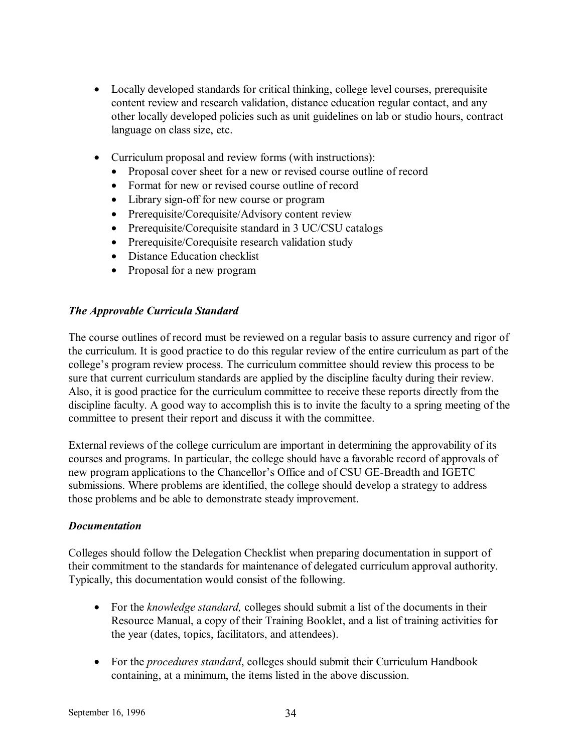- Locally developed standards for critical thinking, college level courses, prerequisite content review and research validation, distance education regular contact, and any other locally developed policies such as unit guidelines on lab or studio hours, contract language on class size, etc.

- Curriculum proposal and review forms (with instructions):
  - Proposal cover sheet for a new or revised course outline of record
  - Format for new or revised course outline of record
  - Library sign-off for new course or program
  - Prerequisite/Corequisite/Advisory content review
  - Prerequisite/Corequisite standard in 3 UC/CSU catalogs
  - Prerequisite/Corequisite research validation study
  - Distance Education checklist
  - Proposal for a new program

### *The Approvable Curricula Standard*

The course outlines of record must be reviewed on a regular basis to assure currency and rigor of the curriculum. It is good practice to do this regular review of the entire curriculum as part of the college's program review process. The curriculum committee should review this process to be sure that current curriculum standards are applied by the discipline faculty during their review. Also, it is good practice for the curriculum committee to receive these reports directly from the discipline faculty. A good way to accomplish this is to invite the faculty to a spring meeting of the committee to present their report and discuss it with the committee.

External reviews of the college curriculum are important in determining the approvability of its courses and programs. In particular, the college should have a favorable record of approvals of new program applications to the Chancellor's Office and of CSU GE-Breadth and IGETC submissions. Where problems are identified, the college should develop a strategy to address those problems and be able to demonstrate steady improvement.

### *Documentation*

Colleges should follow the Delegation Checklist when preparing documentation in support of their commitment to the standards for maintenance of delegated curriculum approval authority. Typically, this documentation would consist of the following.

- For the *knowledge standard,* colleges should submit a list of the documents in their Resource Manual, a copy of their Training Booklet, and a list of training activities for the year (dates, topics, facilitators, and attendees).

- For the *procedures standard*, colleges should submit their Curriculum Handbook containing, at a minimum, the items listed in the above discussion.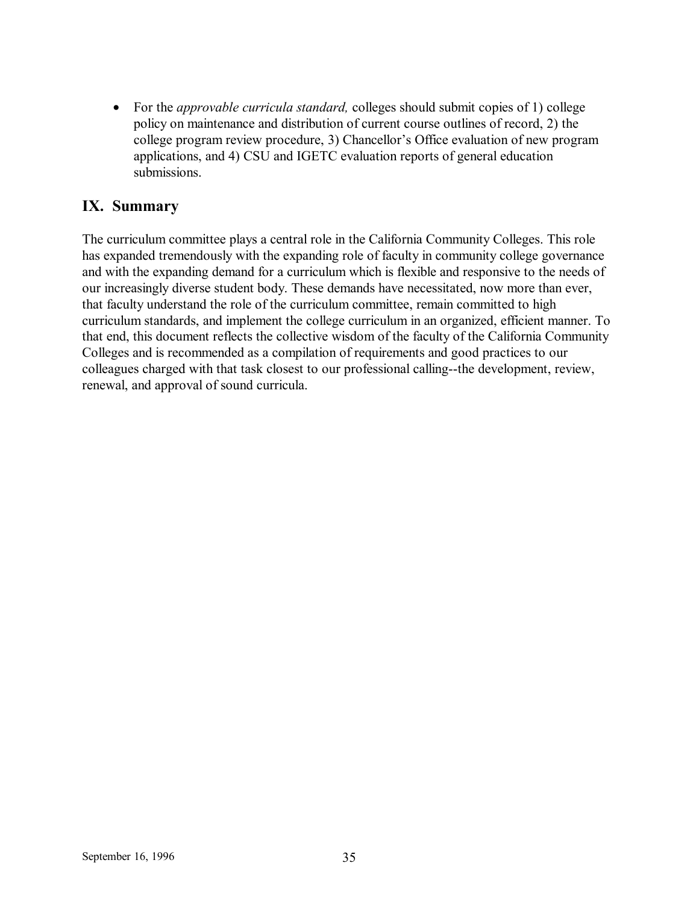- For the *approvable curricula standard,* colleges should submit copies of 1) college policy on maintenance and distribution of current course outlines of record, 2) the college program review procedure, 3) Chancellor's Office evaluation of new program applications, and 4) CSU and IGETC evaluation reports of general education submissions.

## IX. Summary

The curriculum committee plays a central role in the California Community Colleges. This role has expanded tremendously with the expanding role of faculty in community college governance and with the expanding demand for a curriculum which is flexible and responsive to the needs of our increasingly diverse student body. These demands have necessitated, now more than ever, that faculty understand the role of the curriculum committee, remain committed to high curriculum standards, and implement the college curriculum in an organized, efficient manner. To that end, this document reflects the collective wisdom of the faculty of the California Community Colleges and is recommended as a compilation of requirements and good practices to our colleagues charged with that task closest to our professional calling--the development, review, renewal, and approval of sound curricula.